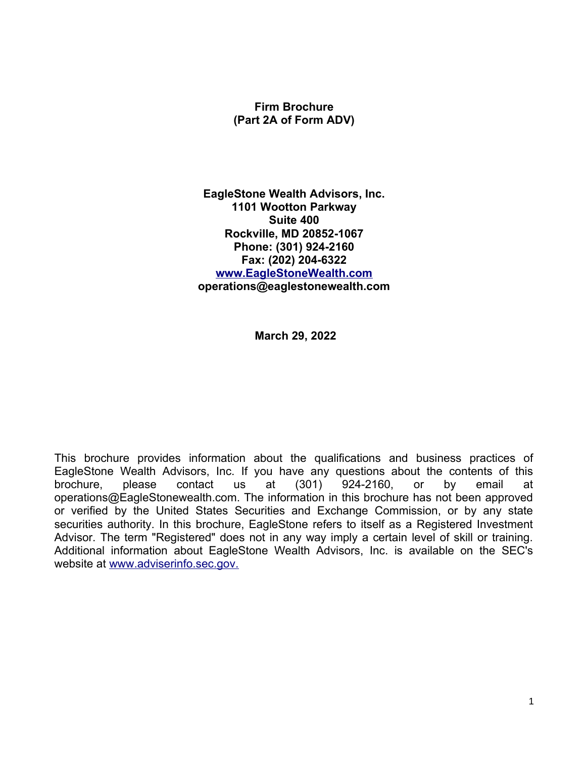**Firm Brochure**
**(Part 2A of Form ADV)**

**EagleStone Wealth Advisors, Inc.**
**1101 Wootton Parkway**
**Suite 400**
**Rockville, MD 20852-1067**
**Phone: (301) 924-2160**
**Fax: (202) 204-6322**
**[www.EagleStoneWealth.com](http://www.EagleStoneWealth.com)**
**operations@eaglestonewealth.com**

**March 29, 2022**

This brochure provides information about the qualifications and business practices of EagleStone Wealth Advisors, Inc. If you have any questions about the contents of this brochure, please contact us at (301) 924-2160, or by email at operations@EagleStonewealth.com. The information in this brochure has not been approved or verified by the United States Securities and Exchange Commission, or by any state securities authority. In this brochure, EagleStone refers to itself as a Registered Investment Advisor. The term "Registered" does not in any way imply a certain level of skill or training. Additional information about EagleStone Wealth Advisors, Inc. is available on the SEC's website at [www.adviserinfo.sec.gov.](http://www.adviserinfo.sec.gov)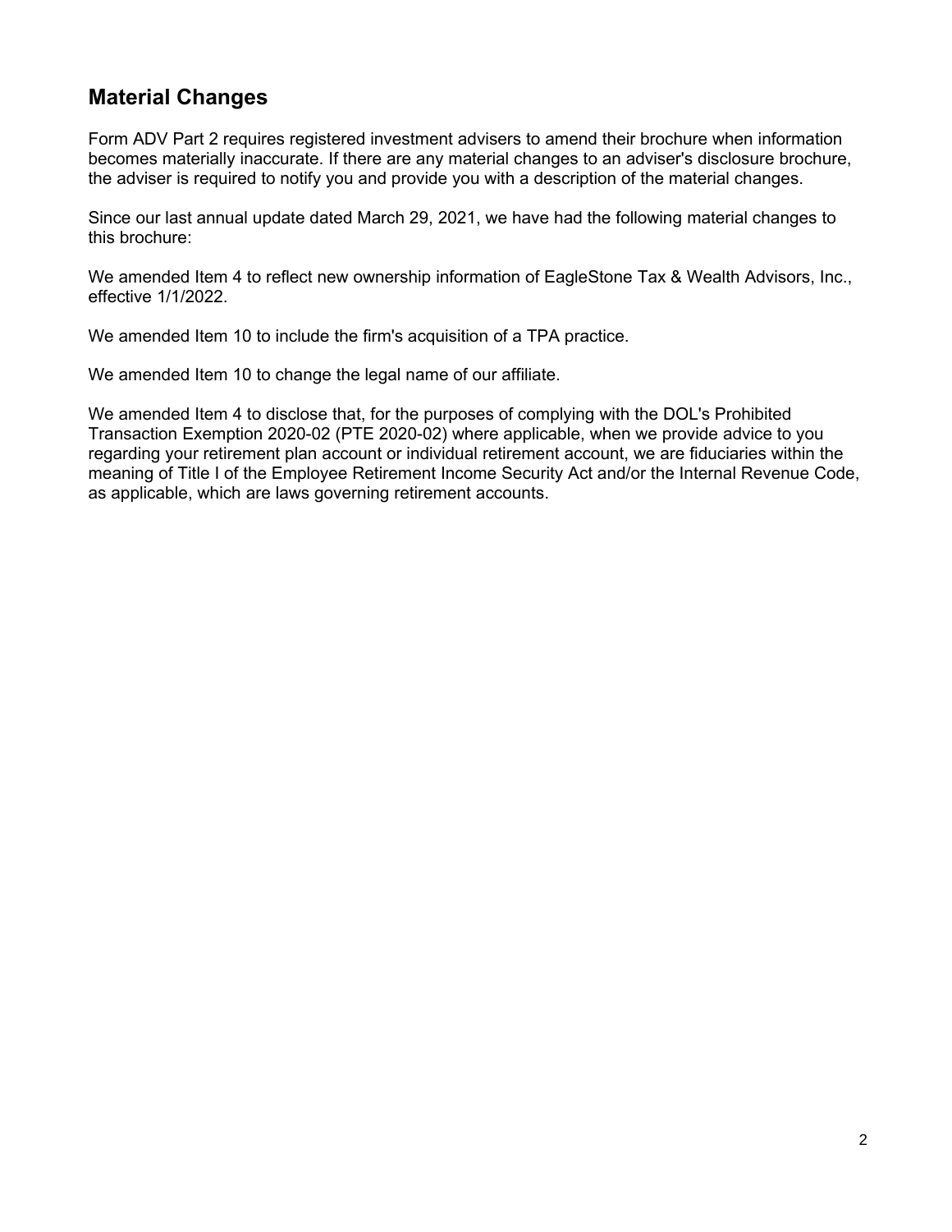## Material Changes

Form ADV Part 2 requires registered investment advisers to amend their brochure when information becomes materially inaccurate. If there are any material changes to an adviser's disclosure brochure, the adviser is required to notify you and provide you with a description of the material changes.

Since our last annual update dated March 29, 2021, we have had the following material changes to this brochure:

We amended Item 4 to reflect new ownership information of EagleStone Tax & Wealth Advisors, Inc., effective 1/1/2022.

We amended Item 10 to include the firm's acquisition of a TPA practice.

We amended Item 10 to change the legal name of our affiliate.

We amended Item 4 to disclose that, for the purposes of complying with the DOL's Prohibited Transaction Exemption 2020-02 (PTE 2020-02) where applicable, when we provide advice to you regarding your retirement plan account or individual retirement account, we are fiduciaries within the meaning of Title I of the Employee Retirement Income Security Act and/or the Internal Revenue Code, as applicable, which are laws governing retirement accounts.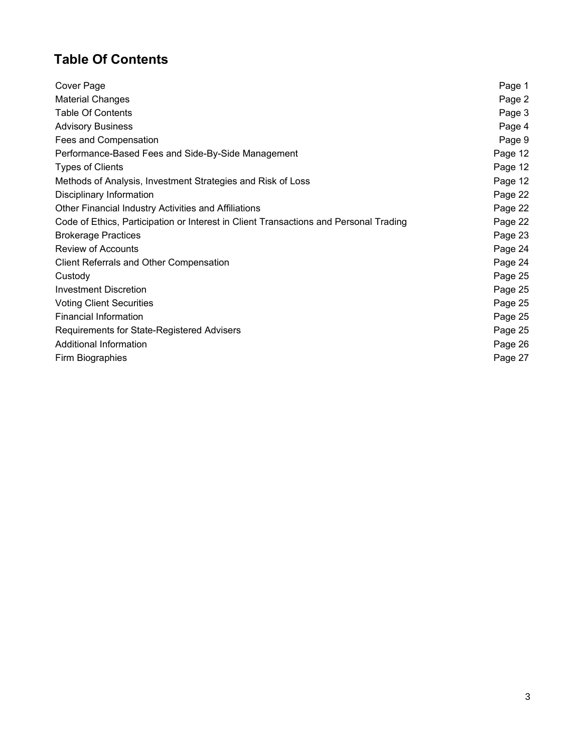## Table Of Contents

| | |
|---|---|
| Cover Page | Page 1 |
| Material Changes | Page 2 |
| Table Of Contents | Page 3 |
| Advisory Business | Page 4 |
| Fees and Compensation | Page 9 |
| Performance-Based Fees and Side-By-Side Management | Page 12 |
| Types of Clients | Page 12 |
| Methods of Analysis, Investment Strategies and Risk of Loss | Page 12 |
| Disciplinary Information | Page 22 |
| Other Financial Industry Activities and Affiliations | Page 22 |
| Code of Ethics, Participation or Interest in Client Transactions and Personal Trading | Page 22 |
| Brokerage Practices | Page 23 |
| Review of Accounts | Page 24 |
| Client Referrals and Other Compensation | Page 24 |
| Custody | Page 25 |
| Investment Discretion | Page 25 |
| Voting Client Securities | Page 25 |
| Financial Information | Page 25 |
| Requirements for State-Registered Advisers | Page 25 |
| Additional Information | Page 26 |
| Firm Biographies | Page 27 |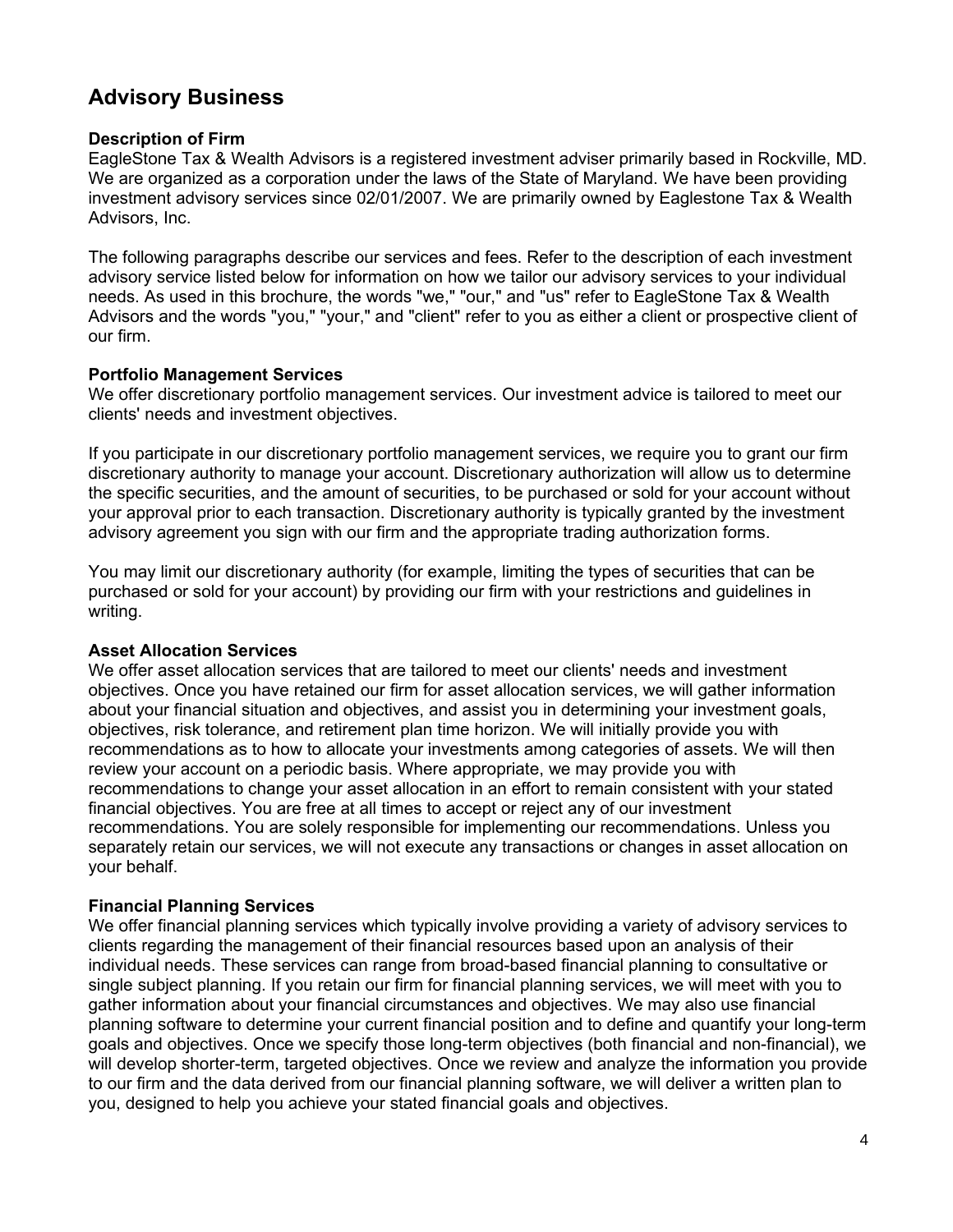## Advisory Business

### Description of Firm

EagleStone Tax & Wealth Advisors is a registered investment adviser primarily based in Rockville, MD. We are organized as a corporation under the laws of the State of Maryland. We have been providing investment advisory services since 02/01/2007. We are primarily owned by Eaglestone Tax & Wealth Advisors, Inc.

The following paragraphs describe our services and fees. Refer to the description of each investment advisory service listed below for information on how we tailor our advisory services to your individual needs. As used in this brochure, the words "we," "our," and "us" refer to EagleStone Tax & Wealth Advisors and the words "you," "your," and "client" refer to you as either a client or prospective client of our firm.

### Portfolio Management Services

We offer discretionary portfolio management services. Our investment advice is tailored to meet our clients' needs and investment objectives.

If you participate in our discretionary portfolio management services, we require you to grant our firm discretionary authority to manage your account. Discretionary authorization will allow us to determine the specific securities, and the amount of securities, to be purchased or sold for your account without your approval prior to each transaction. Discretionary authority is typically granted by the investment advisory agreement you sign with our firm and the appropriate trading authorization forms.

You may limit our discretionary authority (for example, limiting the types of securities that can be purchased or sold for your account) by providing our firm with your restrictions and guidelines in writing.

### Asset Allocation Services

We offer asset allocation services that are tailored to meet our clients' needs and investment objectives. Once you have retained our firm for asset allocation services, we will gather information about your financial situation and objectives, and assist you in determining your investment goals, objectives, risk tolerance, and retirement plan time horizon. We will initially provide you with recommendations as to how to allocate your investments among categories of assets. We will then review your account on a periodic basis. Where appropriate, we may provide you with recommendations to change your asset allocation in an effort to remain consistent with your stated financial objectives. You are free at all times to accept or reject any of our investment recommendations. You are solely responsible for implementing our recommendations. Unless you separately retain our services, we will not execute any transactions or changes in asset allocation on your behalf.

### Financial Planning Services

We offer financial planning services which typically involve providing a variety of advisory services to clients regarding the management of their financial resources based upon an analysis of their individual needs. These services can range from broad-based financial planning to consultative or single subject planning. If you retain our firm for financial planning services, we will meet with you to gather information about your financial circumstances and objectives. We may also use financial planning software to determine your current financial position and to define and quantify your long-term goals and objectives. Once we specify those long-term objectives (both financial and non-financial), we will develop shorter-term, targeted objectives. Once we review and analyze the information you provide to our firm and the data derived from our financial planning software, we will deliver a written plan to you, designed to help you achieve your stated financial goals and objectives.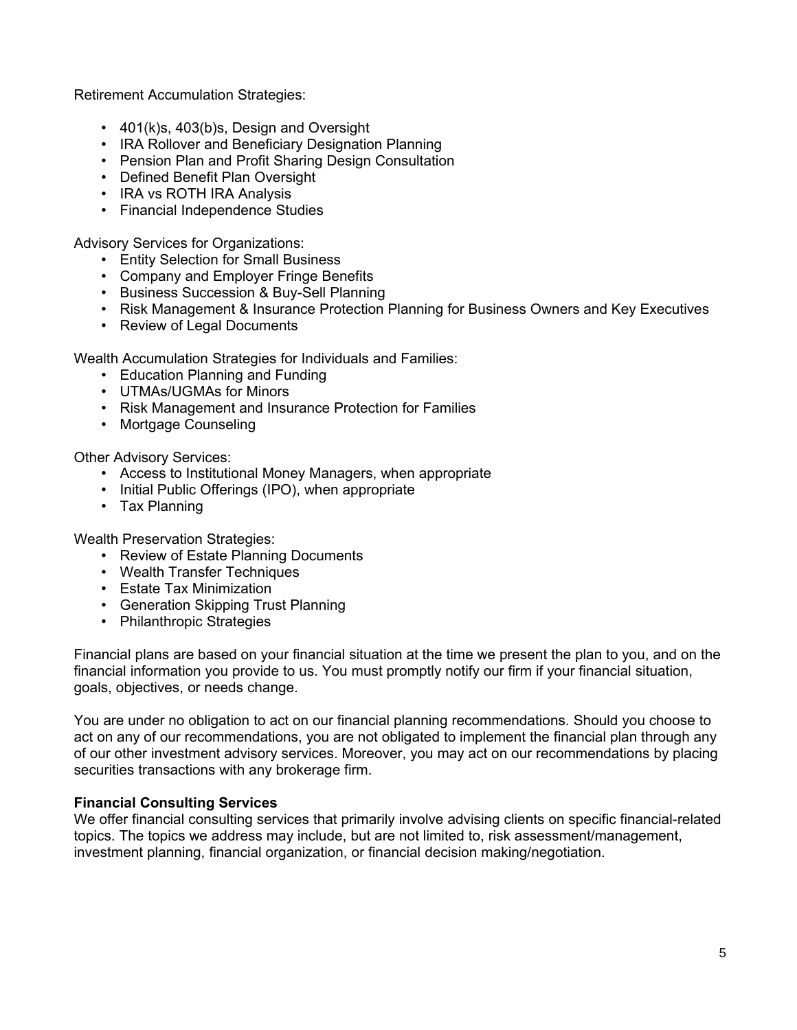Retirement Accumulation Strategies:

- 401(k)s, 403(b)s, Design and Oversight
- IRA Rollover and Beneficiary Designation Planning
- Pension Plan and Profit Sharing Design Consultation
- Defined Benefit Plan Oversight
- IRA vs ROTH IRA Analysis
- Financial Independence Studies

Advisory Services for Organizations:

- Entity Selection for Small Business
- Company and Employer Fringe Benefits
- Business Succession & Buy-Sell Planning
- Risk Management & Insurance Protection Planning for Business Owners and Key Executives
- Review of Legal Documents

Wealth Accumulation Strategies for Individuals and Families:

- Education Planning and Funding
- UTMAs/UGMAs for Minors
- Risk Management and Insurance Protection for Families
- Mortgage Counseling

Other Advisory Services:

- Access to Institutional Money Managers, when appropriate
- Initial Public Offerings (IPO), when appropriate
- Tax Planning

Wealth Preservation Strategies:

- Review of Estate Planning Documents
- Wealth Transfer Techniques
- Estate Tax Minimization
- Generation Skipping Trust Planning
- Philanthropic Strategies

Financial plans are based on your financial situation at the time we present the plan to you, and on the financial information you provide to us. You must promptly notify our firm if your financial situation, goals, objectives, or needs change.

You are under no obligation to act on our financial planning recommendations. Should you choose to act on any of our recommendations, you are not obligated to implement the financial plan through any of our other investment advisory services. Moreover, you may act on our recommendations by placing securities transactions with any brokerage firm.

**Financial Consulting Services**

We offer financial consulting services that primarily involve advising clients on specific financial-related topics. The topics we address may include, but are not limited to, risk assessment/management, investment planning, financial organization, or financial decision making/negotiation.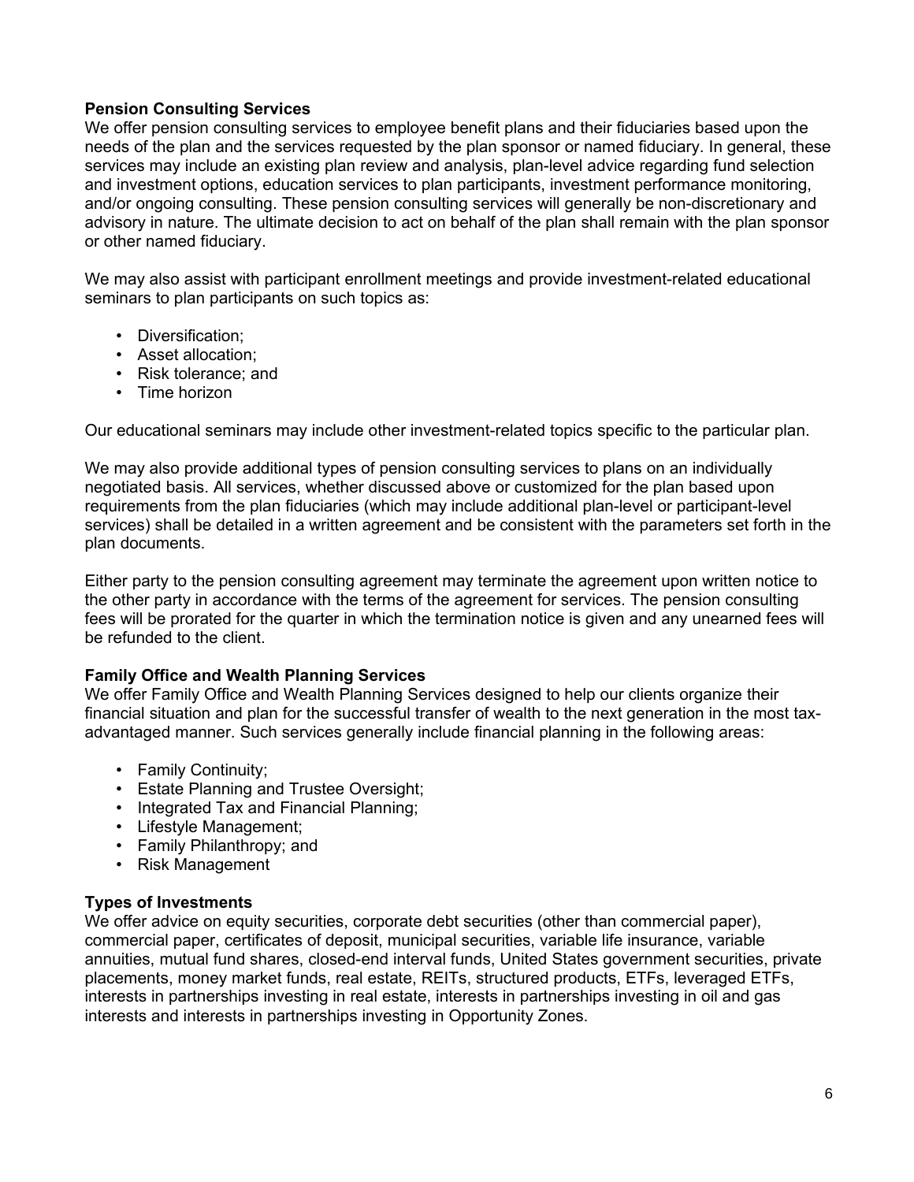**Pension Consulting Services**

We offer pension consulting services to employee benefit plans and their fiduciaries based upon the needs of the plan and the services requested by the plan sponsor or named fiduciary. In general, these services may include an existing plan review and analysis, plan-level advice regarding fund selection and investment options, education services to plan participants, investment performance monitoring, and/or ongoing consulting. These pension consulting services will generally be non-discretionary and advisory in nature. The ultimate decision to act on behalf of the plan shall remain with the plan sponsor or other named fiduciary.

We may also assist with participant enrollment meetings and provide investment-related educational seminars to plan participants on such topics as:

- Diversification;
- Asset allocation;
- Risk tolerance; and
- Time horizon

Our educational seminars may include other investment-related topics specific to the particular plan.

We may also provide additional types of pension consulting services to plans on an individually negotiated basis. All services, whether discussed above or customized for the plan based upon requirements from the plan fiduciaries (which may include additional plan-level or participant-level services) shall be detailed in a written agreement and be consistent with the parameters set forth in the plan documents.

Either party to the pension consulting agreement may terminate the agreement upon written notice to the other party in accordance with the terms of the agreement for services. The pension consulting fees will be prorated for the quarter in which the termination notice is given and any unearned fees will be refunded to the client.

**Family Office and Wealth Planning Services**

We offer Family Office and Wealth Planning Services designed to help our clients organize their financial situation and plan for the successful transfer of wealth to the next generation in the most tax-advantaged manner. Such services generally include financial planning in the following areas:

- Family Continuity;
- Estate Planning and Trustee Oversight;
- Integrated Tax and Financial Planning;
- Lifestyle Management;
- Family Philanthropy; and
- Risk Management

**Types of Investments**

We offer advice on equity securities, corporate debt securities (other than commercial paper), commercial paper, certificates of deposit, municipal securities, variable life insurance, variable annuities, mutual fund shares, closed-end interval funds, United States government securities, private placements, money market funds, real estate, REITs, structured products, ETFs, leveraged ETFs, interests in partnerships investing in real estate, interests in partnerships investing in oil and gas interests and interests in partnerships investing in Opportunity Zones.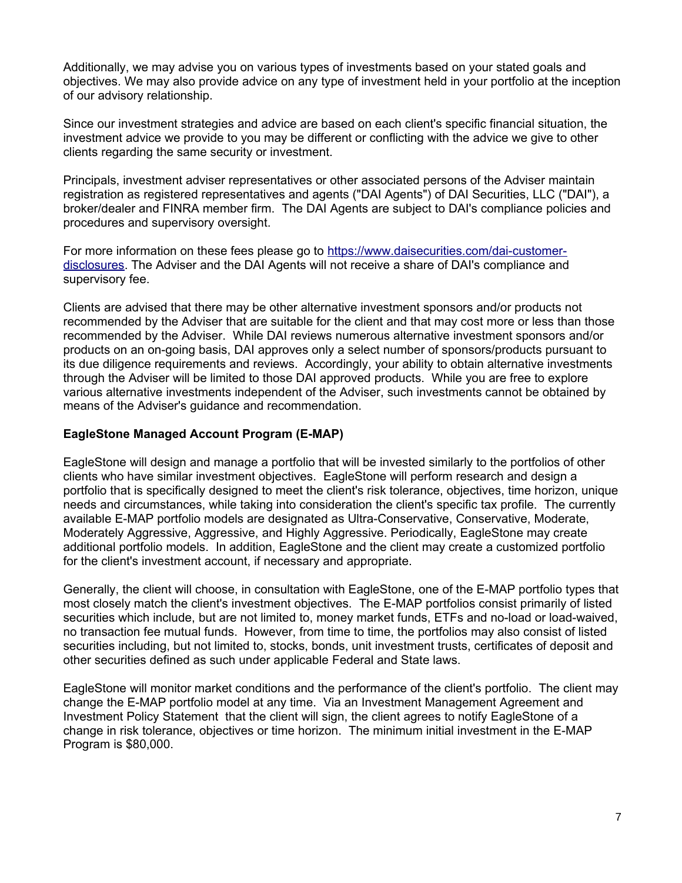Additionally, we may advise you on various types of investments based on your stated goals and objectives. We may also provide advice on any type of investment held in your portfolio at the inception of our advisory relationship.

Since our investment strategies and advice are based on each client's specific financial situation, the investment advice we provide to you may be different or conflicting with the advice we give to other clients regarding the same security or investment.

Principals, investment adviser representatives or other associated persons of the Adviser maintain registration as registered representatives and agents ("DAI Agents") of DAI Securities, LLC ("DAI"), a broker/dealer and FINRA member firm. The DAI Agents are subject to DAI's compliance policies and procedures and supervisory oversight.

For more information on these fees please go to [https://www.daisecurities.com/dai-customer-disclosures](https://www.daisecurities.com/dai-customer-disclosures). The Adviser and the DAI Agents will not receive a share of DAI's compliance and supervisory fee.

Clients are advised that there may be other alternative investment sponsors and/or products not recommended by the Adviser that are suitable for the client and that may cost more or less than those recommended by the Adviser. While DAI reviews numerous alternative investment sponsors and/or products on an on-going basis, DAI approves only a select number of sponsors/products pursuant to its due diligence requirements and reviews. Accordingly, your ability to obtain alternative investments through the Adviser will be limited to those DAI approved products. While you are free to explore various alternative investments independent of the Adviser, such investments cannot be obtained by means of the Adviser's guidance and recommendation.

**EagleStone Managed Account Program (E-MAP)**

EagleStone will design and manage a portfolio that will be invested similarly to the portfolios of other clients who have similar investment objectives. EagleStone will perform research and design a portfolio that is specifically designed to meet the client's risk tolerance, objectives, time horizon, unique needs and circumstances, while taking into consideration the client's specific tax profile. The currently available E-MAP portfolio models are designated as Ultra-Conservative, Conservative, Moderate, Moderately Aggressive, Aggressive, and Highly Aggressive. Periodically, EagleStone may create additional portfolio models. In addition, EagleStone and the client may create a customized portfolio for the client's investment account, if necessary and appropriate.

Generally, the client will choose, in consultation with EagleStone, one of the E-MAP portfolio types that most closely match the client's investment objectives. The E-MAP portfolios consist primarily of listed securities which include, but are not limited to, money market funds, ETFs and no-load or load-waived, no transaction fee mutual funds. However, from time to time, the portfolios may also consist of listed securities including, but not limited to, stocks, bonds, unit investment trusts, certificates of deposit and other securities defined as such under applicable Federal and State laws.

EagleStone will monitor market conditions and the performance of the client's portfolio. The client may change the E-MAP portfolio model at any time. Via an Investment Management Agreement and Investment Policy Statement that the client will sign, the client agrees to notify EagleStone of a change in risk tolerance, objectives or time horizon. The minimum initial investment in the E-MAP Program is $80,000.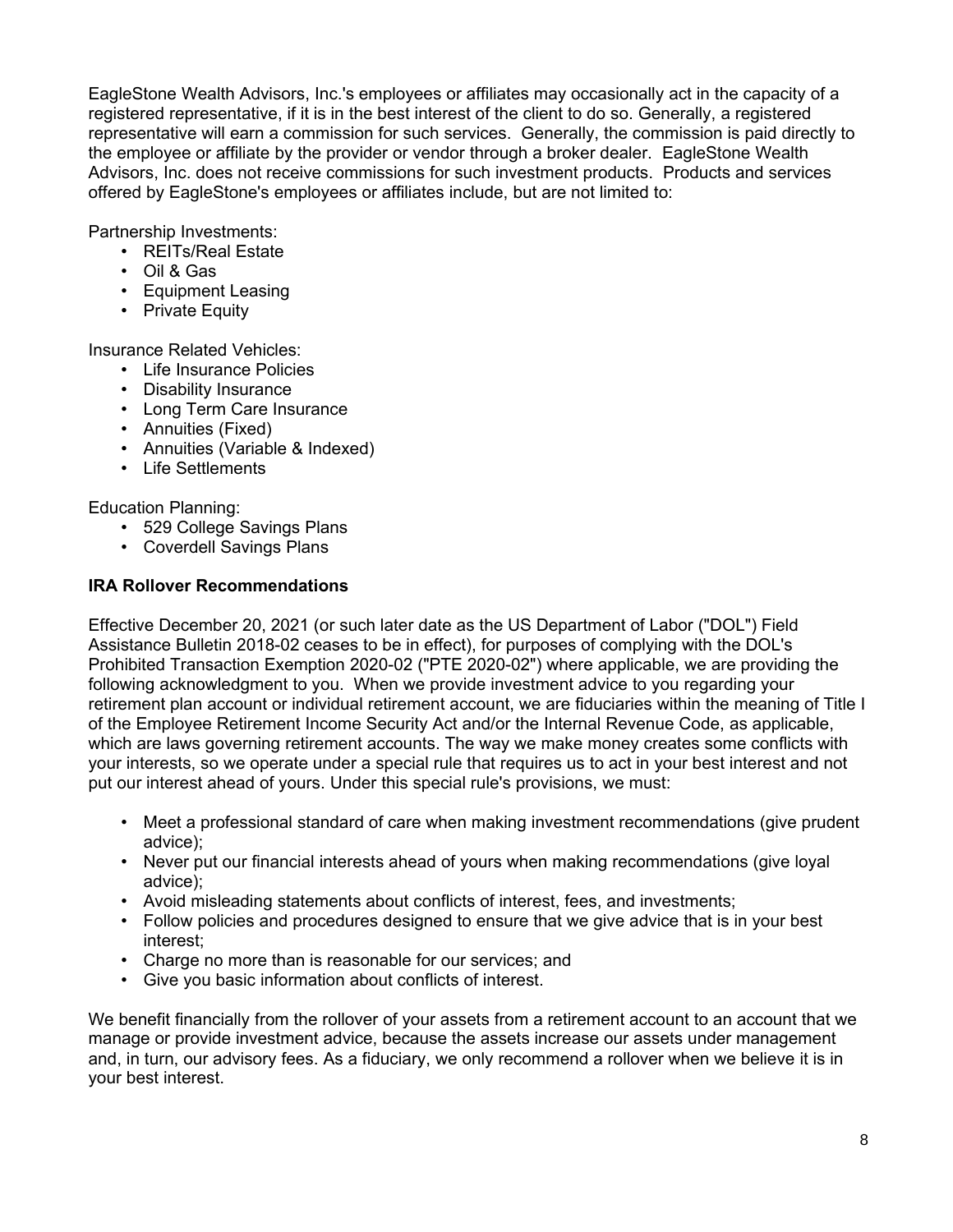EagleStone Wealth Advisors, Inc.'s employees or affiliates may occasionally act in the capacity of a registered representative, if it is in the best interest of the client to do so. Generally, a registered representative will earn a commission for such services. Generally, the commission is paid directly to the employee or affiliate by the provider or vendor through a broker dealer. EagleStone Wealth Advisors, Inc. does not receive commissions for such investment products. Products and services offered by EagleStone's employees or affiliates include, but are not limited to:

Partnership Investments:

- REITs/Real Estate
- Oil & Gas
- Equipment Leasing
- Private Equity

Insurance Related Vehicles:

- Life Insurance Policies
- Disability Insurance
- Long Term Care Insurance
- Annuities (Fixed)
- Annuities (Variable & Indexed)
- Life Settlements

Education Planning:

- 529 College Savings Plans
- Coverdell Savings Plans

**IRA Rollover Recommendations**

Effective December 20, 2021 (or such later date as the US Department of Labor ("DOL") Field Assistance Bulletin 2018-02 ceases to be in effect), for purposes of complying with the DOL's Prohibited Transaction Exemption 2020-02 ("PTE 2020-02") where applicable, we are providing the following acknowledgment to you. When we provide investment advice to you regarding your retirement plan account or individual retirement account, we are fiduciaries within the meaning of Title I of the Employee Retirement Income Security Act and/or the Internal Revenue Code, as applicable, which are laws governing retirement accounts. The way we make money creates some conflicts with your interests, so we operate under a special rule that requires us to act in your best interest and not put our interest ahead of yours. Under this special rule's provisions, we must:

- Meet a professional standard of care when making investment recommendations (give prudent advice);
- Never put our financial interests ahead of yours when making recommendations (give loyal advice);
- Avoid misleading statements about conflicts of interest, fees, and investments;
- Follow policies and procedures designed to ensure that we give advice that is in your best interest;
- Charge no more than is reasonable for our services; and
- Give you basic information about conflicts of interest.

We benefit financially from the rollover of your assets from a retirement account to an account that we manage or provide investment advice, because the assets increase our assets under management and, in turn, our advisory fees. As a fiduciary, we only recommend a rollover when we believe it is in your best interest.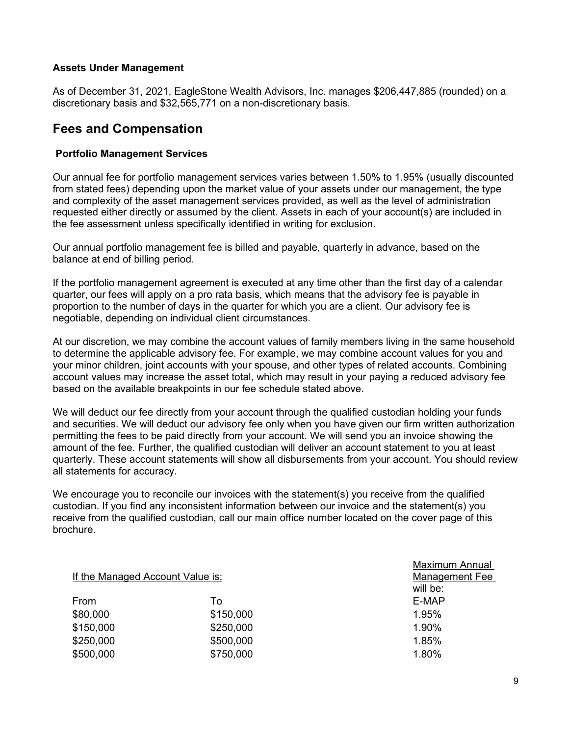### Assets Under Management

As of December 31, 2021, EagleStone Wealth Advisors, Inc. manages $206,447,885 (rounded) on a discretionary basis and $32,565,771 on a non-discretionary basis.

## Fees and Compensation

### Portfolio Management Services

Our annual fee for portfolio management services varies between 1.50% to 1.95% (usually discounted from stated fees) depending upon the market value of your assets under our management, the type and complexity of the asset management services provided, as well as the level of administration requested either directly or assumed by the client. Assets in each of your account(s) are included in the fee assessment unless specifically identified in writing for exclusion.

Our annual portfolio management fee is billed and payable, quarterly in advance, based on the balance at end of billing period.

If the portfolio management agreement is executed at any time other than the first day of a calendar quarter, our fees will apply on a pro rata basis, which means that the advisory fee is payable in proportion to the number of days in the quarter for which you are a client. Our advisory fee is negotiable, depending on individual client circumstances.

At our discretion, we may combine the account values of family members living in the same household to determine the applicable advisory fee. For example, we may combine account values for you and your minor children, joint accounts with your spouse, and other types of related accounts. Combining account values may increase the asset total, which may result in your paying a reduced advisory fee based on the available breakpoints in our fee schedule stated above.

We will deduct our fee directly from your account through the qualified custodian holding your funds and securities. We will deduct our advisory fee only when you have given our firm written authorization permitting the fees to be paid directly from your account. We will send you an invoice showing the amount of the fee. Further, the qualified custodian will deliver an account statement to you at least quarterly. These account statements will show all disbursements from your account. You should review all statements for accuracy.

We encourage you to reconcile our invoices with the statement(s) you receive from the qualified custodian. If you find any inconsistent information between our invoice and the statement(s) you receive from the qualified custodian, call our main office number located on the cover page of this brochure.

| If the Managed Account Value is: | | Maximum Annual Management Fee will be: |
|---|---|---|
| From | To | E-MAP |
| $80,000 | $150,000 | 1.95% |
| $150,000 | $250,000 | 1.90% |
| $250,000 | $500,000 | 1.85% |
| $500,000 | $750,000 | 1.80% |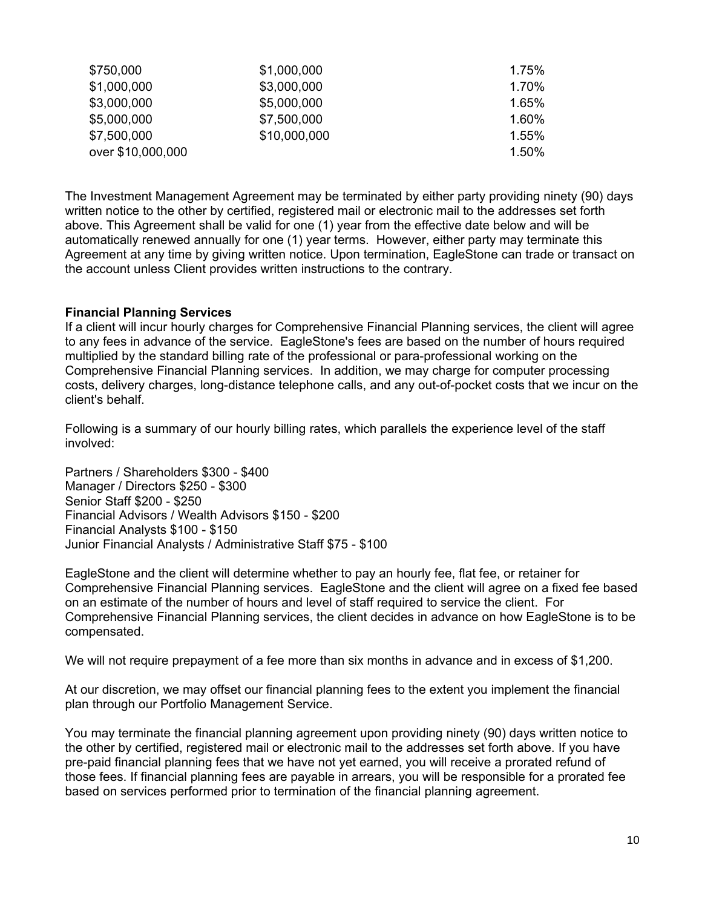| | | |
|---|---|---|
| $750,000 | $1,000,000 | 1.75% |
| $1,000,000 | $3,000,000 | 1.70% |
| $3,000,000 | $5,000,000 | 1.65% |
| $5,000,000 | $7,500,000 | 1.60% |
| $7,500,000 | $10,000,000 | 1.55% |
| over $10,000,000 | | 1.50% |

The Investment Management Agreement may be terminated by either party providing ninety (90) days written notice to the other by certified, registered mail or electronic mail to the addresses set forth above. This Agreement shall be valid for one (1) year from the effective date below and will be automatically renewed annually for one (1) year terms. However, either party may terminate this Agreement at any time by giving written notice. Upon termination, EagleStone can trade or transact on the account unless Client provides written instructions to the contrary.

**Financial Planning Services**

If a client will incur hourly charges for Comprehensive Financial Planning services, the client will agree to any fees in advance of the service. EagleStone's fees are based on the number of hours required multiplied by the standard billing rate of the professional or para-professional working on the Comprehensive Financial Planning services. In addition, we may charge for computer processing costs, delivery charges, long-distance telephone calls, and any out-of-pocket costs that we incur on the client's behalf.

Following is a summary of our hourly billing rates, which parallels the experience level of the staff involved:

Partners / Shareholders $300 - $400
Manager / Directors $250 - $300
Senior Staff $200 - $250
Financial Advisors / Wealth Advisors $150 - $200
Financial Analysts $100 - $150
Junior Financial Analysts / Administrative Staff $75 - $100

EagleStone and the client will determine whether to pay an hourly fee, flat fee, or retainer for Comprehensive Financial Planning services. EagleStone and the client will agree on a fixed fee based on an estimate of the number of hours and level of staff required to service the client. For Comprehensive Financial Planning services, the client decides in advance on how EagleStone is to be compensated.

We will not require prepayment of a fee more than six months in advance and in excess of $1,200.

At our discretion, we may offset our financial planning fees to the extent you implement the financial plan through our Portfolio Management Service.

You may terminate the financial planning agreement upon providing ninety (90) days written notice to the other by certified, registered mail or electronic mail to the addresses set forth above. If you have pre-paid financial planning fees that we have not yet earned, you will receive a prorated refund of those fees. If financial planning fees are payable in arrears, you will be responsible for a prorated fee based on services performed prior to termination of the financial planning agreement.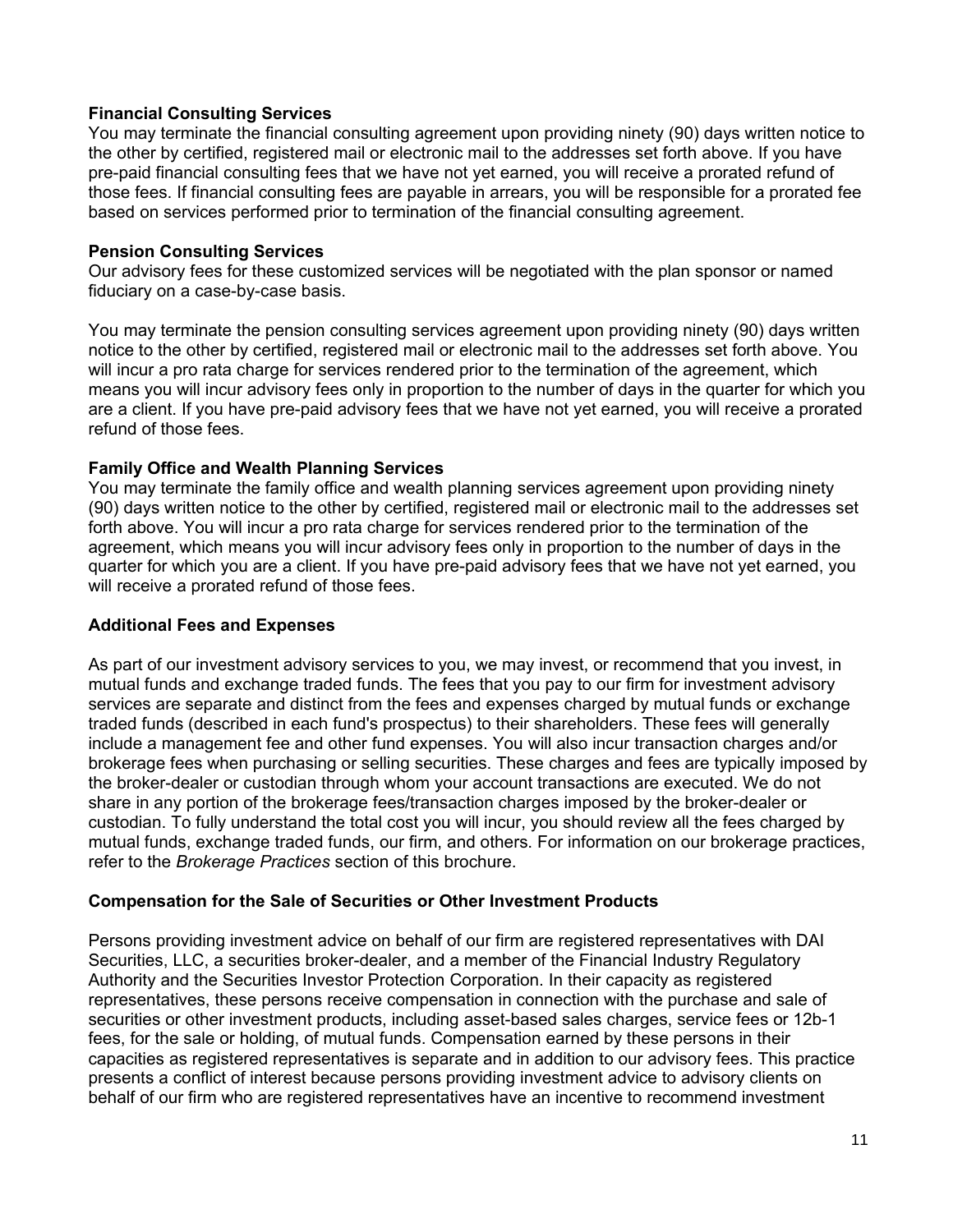**Financial Consulting Services**

You may terminate the financial consulting agreement upon providing ninety (90) days written notice to the other by certified, registered mail or electronic mail to the addresses set forth above. If you have pre-paid financial consulting fees that we have not yet earned, you will receive a prorated refund of those fees. If financial consulting fees are payable in arrears, you will be responsible for a prorated fee based on services performed prior to termination of the financial consulting agreement.

**Pension Consulting Services**

Our advisory fees for these customized services will be negotiated with the plan sponsor or named fiduciary on a case-by-case basis.

You may terminate the pension consulting services agreement upon providing ninety (90) days written notice to the other by certified, registered mail or electronic mail to the addresses set forth above. You will incur a pro rata charge for services rendered prior to the termination of the agreement, which means you will incur advisory fees only in proportion to the number of days in the quarter for which you are a client. If you have pre-paid advisory fees that we have not yet earned, you will receive a prorated refund of those fees.

**Family Office and Wealth Planning Services**

You may terminate the family office and wealth planning services agreement upon providing ninety (90) days written notice to the other by certified, registered mail or electronic mail to the addresses set forth above. You will incur a pro rata charge for services rendered prior to the termination of the agreement, which means you will incur advisory fees only in proportion to the number of days in the quarter for which you are a client. If you have pre-paid advisory fees that we have not yet earned, you will receive a prorated refund of those fees.

**Additional Fees and Expenses**

As part of our investment advisory services to you, we may invest, or recommend that you invest, in mutual funds and exchange traded funds. The fees that you pay to our firm for investment advisory services are separate and distinct from the fees and expenses charged by mutual funds or exchange traded funds (described in each fund's prospectus) to their shareholders. These fees will generally include a management fee and other fund expenses. You will also incur transaction charges and/or brokerage fees when purchasing or selling securities. These charges and fees are typically imposed by the broker-dealer or custodian through whom your account transactions are executed. We do not share in any portion of the brokerage fees/transaction charges imposed by the broker-dealer or custodian. To fully understand the total cost you will incur, you should review all the fees charged by mutual funds, exchange traded funds, our firm, and others. For information on our brokerage practices, refer to the *Brokerage Practices* section of this brochure.

**Compensation for the Sale of Securities or Other Investment Products**

Persons providing investment advice on behalf of our firm are registered representatives with DAI Securities, LLC, a securities broker-dealer, and a member of the Financial Industry Regulatory Authority and the Securities Investor Protection Corporation. In their capacity as registered representatives, these persons receive compensation in connection with the purchase and sale of securities or other investment products, including asset-based sales charges, service fees or 12b-1 fees, for the sale or holding, of mutual funds. Compensation earned by these persons in their capacities as registered representatives is separate and in addition to our advisory fees. This practice presents a conflict of interest because persons providing investment advice to advisory clients on behalf of our firm who are registered representatives have an incentive to recommend investment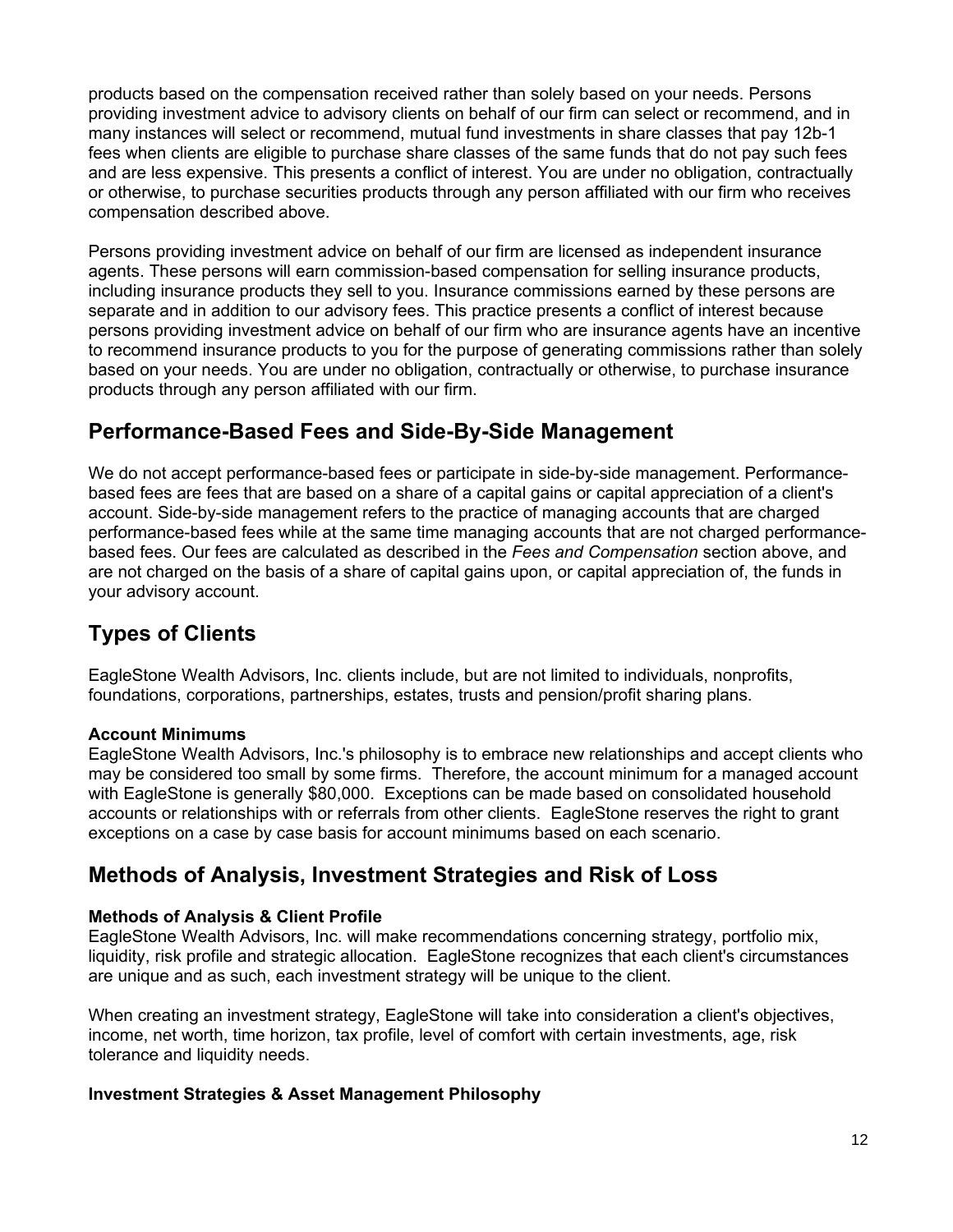products based on the compensation received rather than solely based on your needs. Persons providing investment advice to advisory clients on behalf of our firm can select or recommend, and in many instances will select or recommend, mutual fund investments in share classes that pay 12b-1 fees when clients are eligible to purchase share classes of the same funds that do not pay such fees and are less expensive. This presents a conflict of interest. You are under no obligation, contractually or otherwise, to purchase securities products through any person affiliated with our firm who receives compensation described above.

Persons providing investment advice on behalf of our firm are licensed as independent insurance agents. These persons will earn commission-based compensation for selling insurance products, including insurance products they sell to you. Insurance commissions earned by these persons are separate and in addition to our advisory fees. This practice presents a conflict of interest because persons providing investment advice on behalf of our firm who are insurance agents have an incentive to recommend insurance products to you for the purpose of generating commissions rather than solely based on your needs. You are under no obligation, contractually or otherwise, to purchase insurance products through any person affiliated with our firm.

## Performance-Based Fees and Side-By-Side Management

We do not accept performance-based fees or participate in side-by-side management. Performance-based fees are fees that are based on a share of a capital gains or capital appreciation of a client's account. Side-by-side management refers to the practice of managing accounts that are charged performance-based fees while at the same time managing accounts that are not charged performance-based fees. Our fees are calculated as described in the *Fees and Compensation* section above, and are not charged on the basis of a share of capital gains upon, or capital appreciation of, the funds in your advisory account.

## Types of Clients

EagleStone Wealth Advisors, Inc. clients include, but are not limited to individuals, nonprofits, foundations, corporations, partnerships, estates, trusts and pension/profit sharing plans.

**Account Minimums**

EagleStone Wealth Advisors, Inc.'s philosophy is to embrace new relationships and accept clients who may be considered too small by some firms. Therefore, the account minimum for a managed account with EagleStone is generally $80,000. Exceptions can be made based on consolidated household accounts or relationships with or referrals from other clients. EagleStone reserves the right to grant exceptions on a case by case basis for account minimums based on each scenario.

## Methods of Analysis, Investment Strategies and Risk of Loss

**Methods of Analysis & Client Profile**

EagleStone Wealth Advisors, Inc. will make recommendations concerning strategy, portfolio mix, liquidity, risk profile and strategic allocation. EagleStone recognizes that each client's circumstances are unique and as such, each investment strategy will be unique to the client.

When creating an investment strategy, EagleStone will take into consideration a client's objectives, income, net worth, time horizon, tax profile, level of comfort with certain investments, age, risk tolerance and liquidity needs.

**Investment Strategies & Asset Management Philosophy**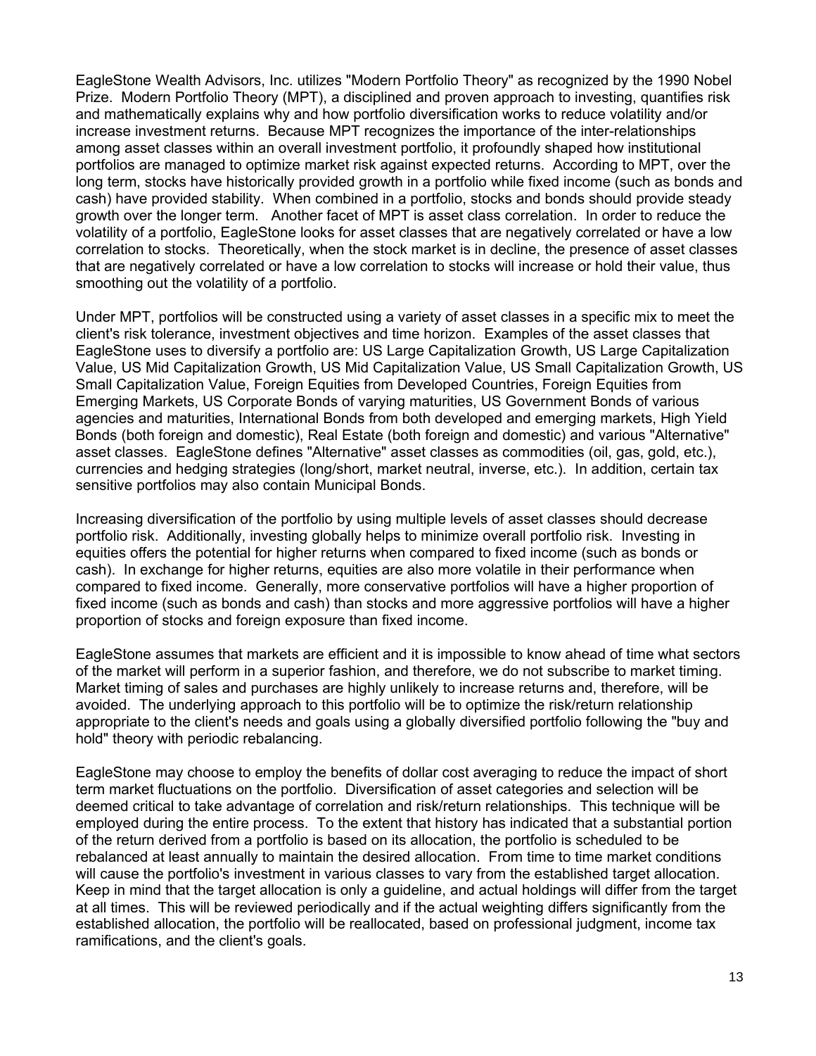EagleStone Wealth Advisors, Inc. utilizes "Modern Portfolio Theory" as recognized by the 1990 Nobel Prize. Modern Portfolio Theory (MPT), a disciplined and proven approach to investing, quantifies risk and mathematically explains why and how portfolio diversification works to reduce volatility and/or increase investment returns. Because MPT recognizes the importance of the inter-relationships among asset classes within an overall investment portfolio, it profoundly shaped how institutional portfolios are managed to optimize market risk against expected returns. According to MPT, over the long term, stocks have historically provided growth in a portfolio while fixed income (such as bonds and cash) have provided stability. When combined in a portfolio, stocks and bonds should provide steady growth over the longer term. Another facet of MPT is asset class correlation. In order to reduce the volatility of a portfolio, EagleStone looks for asset classes that are negatively correlated or have a low correlation to stocks. Theoretically, when the stock market is in decline, the presence of asset classes that are negatively correlated or have a low correlation to stocks will increase or hold their value, thus smoothing out the volatility of a portfolio.

Under MPT, portfolios will be constructed using a variety of asset classes in a specific mix to meet the client's risk tolerance, investment objectives and time horizon. Examples of the asset classes that EagleStone uses to diversify a portfolio are: US Large Capitalization Growth, US Large Capitalization Value, US Mid Capitalization Growth, US Mid Capitalization Value, US Small Capitalization Growth, US Small Capitalization Value, Foreign Equities from Developed Countries, Foreign Equities from Emerging Markets, US Corporate Bonds of varying maturities, US Government Bonds of various agencies and maturities, International Bonds from both developed and emerging markets, High Yield Bonds (both foreign and domestic), Real Estate (both foreign and domestic) and various "Alternative" asset classes. EagleStone defines "Alternative" asset classes as commodities (oil, gas, gold, etc.), currencies and hedging strategies (long/short, market neutral, inverse, etc.). In addition, certain tax sensitive portfolios may also contain Municipal Bonds.

Increasing diversification of the portfolio by using multiple levels of asset classes should decrease portfolio risk. Additionally, investing globally helps to minimize overall portfolio risk. Investing in equities offers the potential for higher returns when compared to fixed income (such as bonds or cash). In exchange for higher returns, equities are also more volatile in their performance when compared to fixed income. Generally, more conservative portfolios will have a higher proportion of fixed income (such as bonds and cash) than stocks and more aggressive portfolios will have a higher proportion of stocks and foreign exposure than fixed income.

EagleStone assumes that markets are efficient and it is impossible to know ahead of time what sectors of the market will perform in a superior fashion, and therefore, we do not subscribe to market timing. Market timing of sales and purchases are highly unlikely to increase returns and, therefore, will be avoided. The underlying approach to this portfolio will be to optimize the risk/return relationship appropriate to the client's needs and goals using a globally diversified portfolio following the "buy and hold" theory with periodic rebalancing.

EagleStone may choose to employ the benefits of dollar cost averaging to reduce the impact of short term market fluctuations on the portfolio. Diversification of asset categories and selection will be deemed critical to take advantage of correlation and risk/return relationships. This technique will be employed during the entire process. To the extent that history has indicated that a substantial portion of the return derived from a portfolio is based on its allocation, the portfolio is scheduled to be rebalanced at least annually to maintain the desired allocation. From time to time market conditions will cause the portfolio's investment in various classes to vary from the established target allocation. Keep in mind that the target allocation is only a guideline, and actual holdings will differ from the target at all times. This will be reviewed periodically and if the actual weighting differs significantly from the established allocation, the portfolio will be reallocated, based on professional judgment, income tax ramifications, and the client's goals.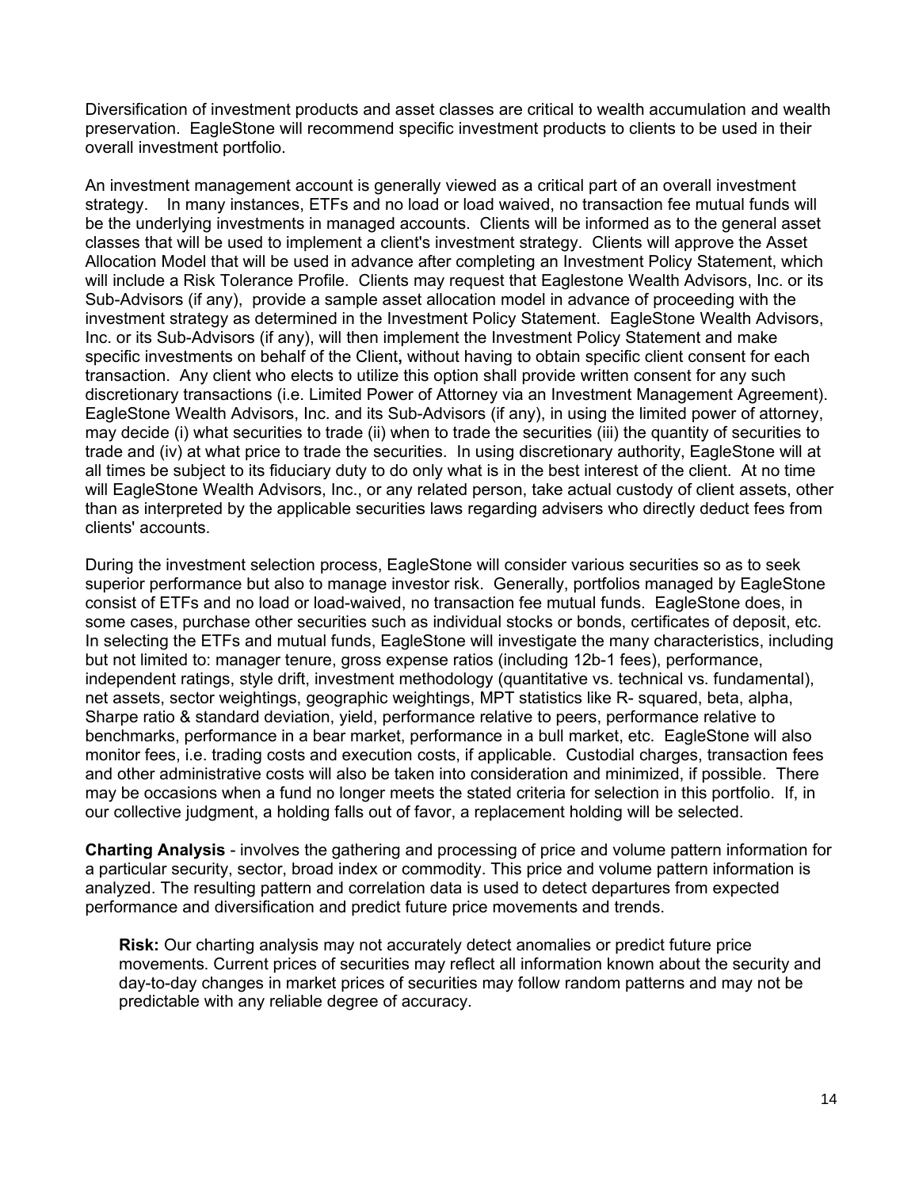Diversification of investment products and asset classes are critical to wealth accumulation and wealth preservation. EagleStone will recommend specific investment products to clients to be used in their overall investment portfolio.

An investment management account is generally viewed as a critical part of an overall investment strategy. In many instances, ETFs and no load or load waived, no transaction fee mutual funds will be the underlying investments in managed accounts. Clients will be informed as to the general asset classes that will be used to implement a client's investment strategy. Clients will approve the Asset Allocation Model that will be used in advance after completing an Investment Policy Statement, which will include a Risk Tolerance Profile. Clients may request that Eaglestone Wealth Advisors, Inc. or its Sub-Advisors (if any), provide a sample asset allocation model in advance of proceeding with the investment strategy as determined in the Investment Policy Statement. EagleStone Wealth Advisors, Inc. or its Sub-Advisors (if any), will then implement the Investment Policy Statement and make specific investments on behalf of the Client**,** without having to obtain specific client consent for each transaction. Any client who elects to utilize this option shall provide written consent for any such discretionary transactions (i.e. Limited Power of Attorney via an Investment Management Agreement). EagleStone Wealth Advisors, Inc. and its Sub-Advisors (if any), in using the limited power of attorney, may decide (i) what securities to trade (ii) when to trade the securities (iii) the quantity of securities to trade and (iv) at what price to trade the securities. In using discretionary authority, EagleStone will at all times be subject to its fiduciary duty to do only what is in the best interest of the client. At no time will EagleStone Wealth Advisors, Inc., or any related person, take actual custody of client assets, other than as interpreted by the applicable securities laws regarding advisers who directly deduct fees from clients' accounts.

During the investment selection process, EagleStone will consider various securities so as to seek superior performance but also to manage investor risk. Generally, portfolios managed by EagleStone consist of ETFs and no load or load-waived, no transaction fee mutual funds. EagleStone does, in some cases, purchase other securities such as individual stocks or bonds, certificates of deposit, etc. In selecting the ETFs and mutual funds, EagleStone will investigate the many characteristics, including but not limited to: manager tenure, gross expense ratios (including 12b-1 fees), performance, independent ratings, style drift, investment methodology (quantitative vs. technical vs. fundamental), net assets, sector weightings, geographic weightings, MPT statistics like R- squared, beta, alpha, Sharpe ratio & standard deviation, yield, performance relative to peers, performance relative to benchmarks, performance in a bear market, performance in a bull market, etc. EagleStone will also monitor fees, i.e. trading costs and execution costs, if applicable. Custodial charges, transaction fees and other administrative costs will also be taken into consideration and minimized, if possible. There may be occasions when a fund no longer meets the stated criteria for selection in this portfolio. If, in our collective judgment, a holding falls out of favor, a replacement holding will be selected.

**Charting Analysis** - involves the gathering and processing of price and volume pattern information for a particular security, sector, broad index or commodity. This price and volume pattern information is analyzed. The resulting pattern and correlation data is used to detect departures from expected performance and diversification and predict future price movements and trends.

> **Risk:** Our charting analysis may not accurately detect anomalies or predict future price movements. Current prices of securities may reflect all information known about the security and day-to-day changes in market prices of securities may follow random patterns and may not be predictable with any reliable degree of accuracy.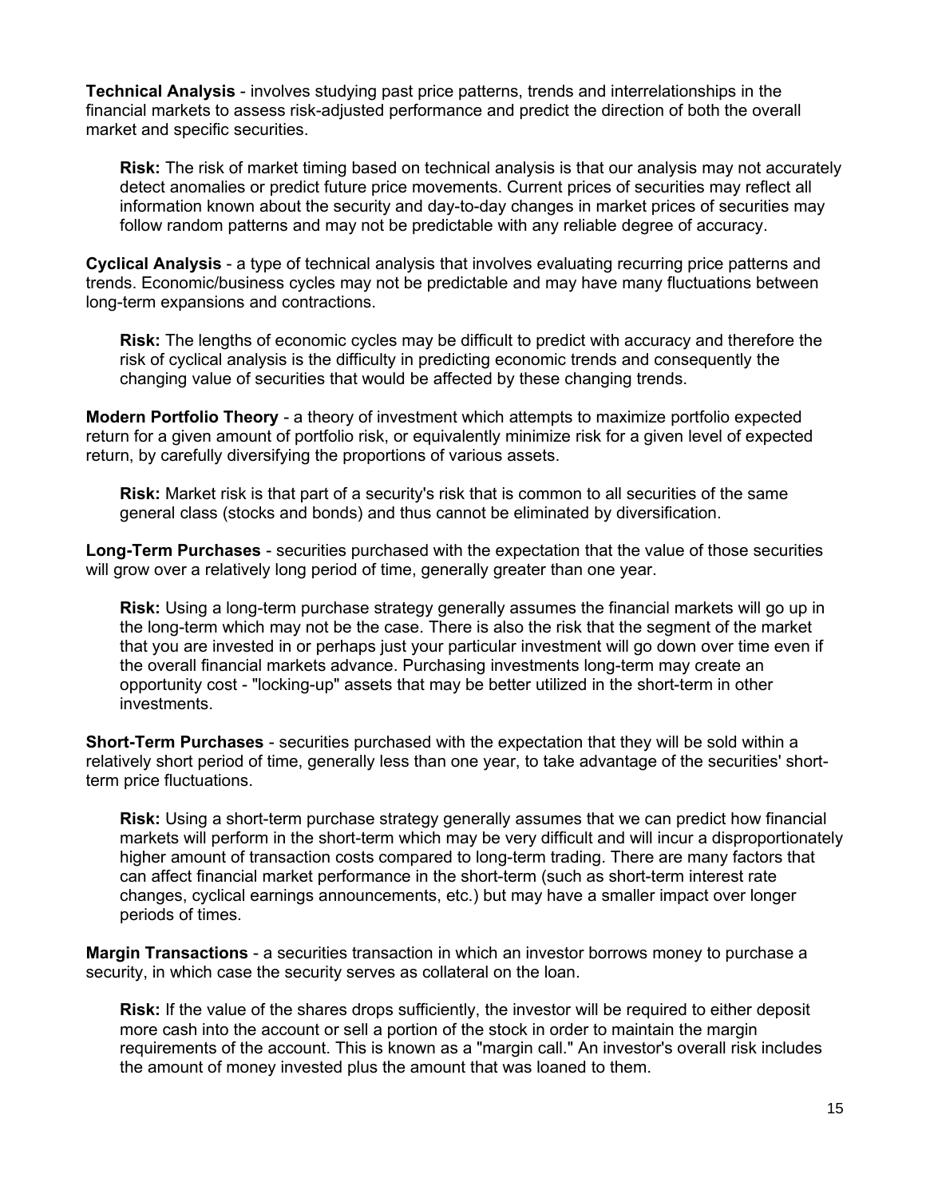**Technical Analysis** - involves studying past price patterns, trends and interrelationships in the financial markets to assess risk-adjusted performance and predict the direction of both the overall market and specific securities.

> **Risk:** The risk of market timing based on technical analysis is that our analysis may not accurately detect anomalies or predict future price movements. Current prices of securities may reflect all information known about the security and day-to-day changes in market prices of securities may follow random patterns and may not be predictable with any reliable degree of accuracy.

**Cyclical Analysis** - a type of technical analysis that involves evaluating recurring price patterns and trends. Economic/business cycles may not be predictable and may have many fluctuations between long-term expansions and contractions.

> **Risk:** The lengths of economic cycles may be difficult to predict with accuracy and therefore the risk of cyclical analysis is the difficulty in predicting economic trends and consequently the changing value of securities that would be affected by these changing trends.

**Modern Portfolio Theory** - a theory of investment which attempts to maximize portfolio expected return for a given amount of portfolio risk, or equivalently minimize risk for a given level of expected return, by carefully diversifying the proportions of various assets.

> **Risk:** Market risk is that part of a security's risk that is common to all securities of the same general class (stocks and bonds) and thus cannot be eliminated by diversification.

**Long-Term Purchases** - securities purchased with the expectation that the value of those securities will grow over a relatively long period of time, generally greater than one year.

> **Risk:** Using a long-term purchase strategy generally assumes the financial markets will go up in the long-term which may not be the case. There is also the risk that the segment of the market that you are invested in or perhaps just your particular investment will go down over time even if the overall financial markets advance. Purchasing investments long-term may create an opportunity cost - "locking-up" assets that may be better utilized in the short-term in other investments.

**Short-Term Purchases** - securities purchased with the expectation that they will be sold within a relatively short period of time, generally less than one year, to take advantage of the securities' short-term price fluctuations.

> **Risk:** Using a short-term purchase strategy generally assumes that we can predict how financial markets will perform in the short-term which may be very difficult and will incur a disproportionately higher amount of transaction costs compared to long-term trading. There are many factors that can affect financial market performance in the short-term (such as short-term interest rate changes, cyclical earnings announcements, etc.) but may have a smaller impact over longer periods of times.

**Margin Transactions** - a securities transaction in which an investor borrows money to purchase a security, in which case the security serves as collateral on the loan.

> **Risk:** If the value of the shares drops sufficiently, the investor will be required to either deposit more cash into the account or sell a portion of the stock in order to maintain the margin requirements of the account. This is known as a "margin call." An investor's overall risk includes the amount of money invested plus the amount that was loaned to them.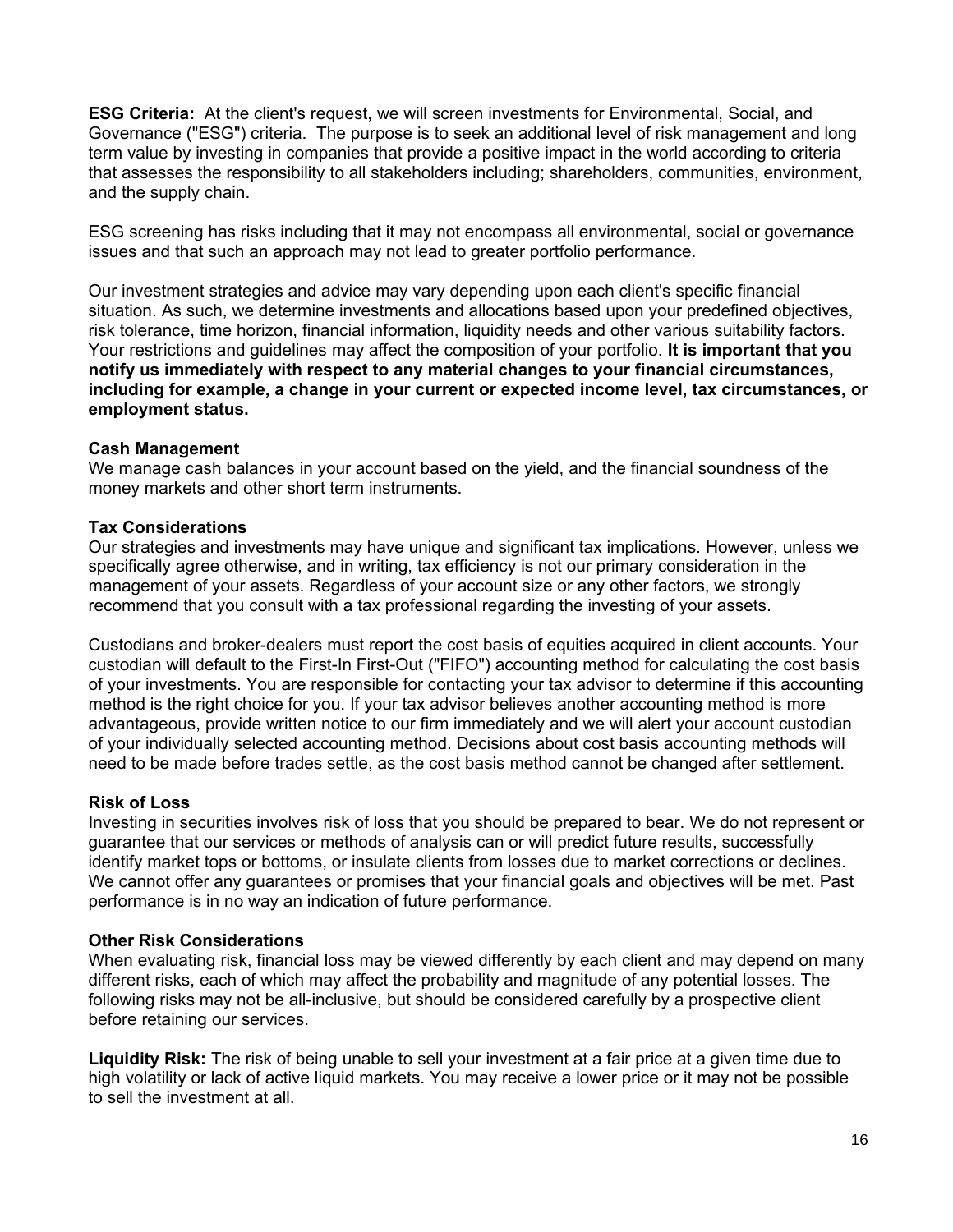**ESG Criteria:** At the client's request, we will screen investments for Environmental, Social, and Governance ("ESG") criteria. The purpose is to seek an additional level of risk management and long term value by investing in companies that provide a positive impact in the world according to criteria that assesses the responsibility to all stakeholders including; shareholders, communities, environment, and the supply chain.

ESG screening has risks including that it may not encompass all environmental, social or governance issues and that such an approach may not lead to greater portfolio performance.

Our investment strategies and advice may vary depending upon each client's specific financial situation. As such, we determine investments and allocations based upon your predefined objectives, risk tolerance, time horizon, financial information, liquidity needs and other various suitability factors. Your restrictions and guidelines may affect the composition of your portfolio. **It is important that you notify us immediately with respect to any material changes to your financial circumstances, including for example, a change in your current or expected income level, tax circumstances, or employment status.**

**Cash Management**

We manage cash balances in your account based on the yield, and the financial soundness of the money markets and other short term instruments.

**Tax Considerations**

Our strategies and investments may have unique and significant tax implications. However, unless we specifically agree otherwise, and in writing, tax efficiency is not our primary consideration in the management of your assets. Regardless of your account size or any other factors, we strongly recommend that you consult with a tax professional regarding the investing of your assets.

Custodians and broker-dealers must report the cost basis of equities acquired in client accounts. Your custodian will default to the First-In First-Out ("FIFO") accounting method for calculating the cost basis of your investments. You are responsible for contacting your tax advisor to determine if this accounting method is the right choice for you. If your tax advisor believes another accounting method is more advantageous, provide written notice to our firm immediately and we will alert your account custodian of your individually selected accounting method. Decisions about cost basis accounting methods will need to be made before trades settle, as the cost basis method cannot be changed after settlement.

**Risk of Loss**

Investing in securities involves risk of loss that you should be prepared to bear. We do not represent or guarantee that our services or methods of analysis can or will predict future results, successfully identify market tops or bottoms, or insulate clients from losses due to market corrections or declines. We cannot offer any guarantees or promises that your financial goals and objectives will be met. Past performance is in no way an indication of future performance.

**Other Risk Considerations**

When evaluating risk, financial loss may be viewed differently by each client and may depend on many different risks, each of which may affect the probability and magnitude of any potential losses. The following risks may not be all-inclusive, but should be considered carefully by a prospective client before retaining our services.

**Liquidity Risk:** The risk of being unable to sell your investment at a fair price at a given time due to high volatility or lack of active liquid markets. You may receive a lower price or it may not be possible to sell the investment at all.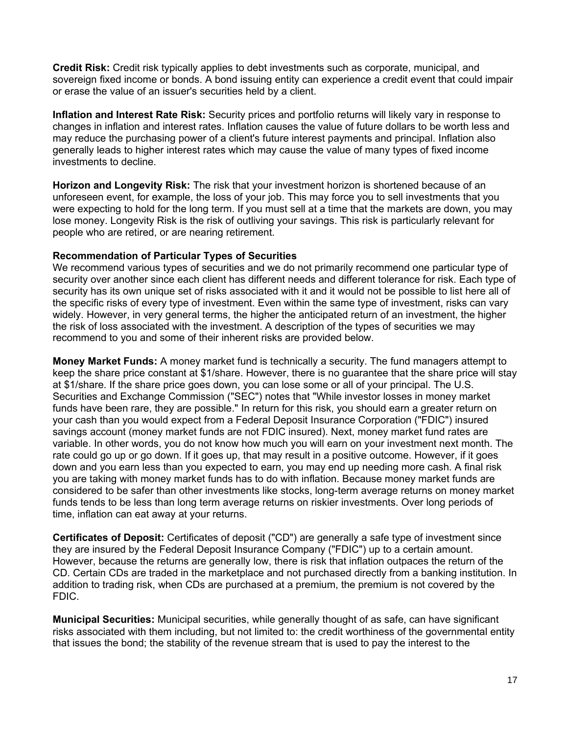**Credit Risk:** Credit risk typically applies to debt investments such as corporate, municipal, and sovereign fixed income or bonds. A bond issuing entity can experience a credit event that could impair or erase the value of an issuer's securities held by a client.

**Inflation and Interest Rate Risk:** Security prices and portfolio returns will likely vary in response to changes in inflation and interest rates. Inflation causes the value of future dollars to be worth less and may reduce the purchasing power of a client's future interest payments and principal. Inflation also generally leads to higher interest rates which may cause the value of many types of fixed income investments to decline.

**Horizon and Longevity Risk:** The risk that your investment horizon is shortened because of an unforeseen event, for example, the loss of your job. This may force you to sell investments that you were expecting to hold for the long term. If you must sell at a time that the markets are down, you may lose money. Longevity Risk is the risk of outliving your savings. This risk is particularly relevant for people who are retired, or are nearing retirement.

**Recommendation of Particular Types of Securities**

We recommend various types of securities and we do not primarily recommend one particular type of security over another since each client has different needs and different tolerance for risk. Each type of security has its own unique set of risks associated with it and it would not be possible to list here all of the specific risks of every type of investment. Even within the same type of investment, risks can vary widely. However, in very general terms, the higher the anticipated return of an investment, the higher the risk of loss associated with the investment. A description of the types of securities we may recommend to you and some of their inherent risks are provided below.

**Money Market Funds:** A money market fund is technically a security. The fund managers attempt to keep the share price constant at $1/share. However, there is no guarantee that the share price will stay at $1/share. If the share price goes down, you can lose some or all of your principal. The U.S. Securities and Exchange Commission ("SEC") notes that "While investor losses in money market funds have been rare, they are possible." In return for this risk, you should earn a greater return on your cash than you would expect from a Federal Deposit Insurance Corporation ("FDIC") insured savings account (money market funds are not FDIC insured). Next, money market fund rates are variable. In other words, you do not know how much you will earn on your investment next month. The rate could go up or go down. If it goes up, that may result in a positive outcome. However, if it goes down and you earn less than you expected to earn, you may end up needing more cash. A final risk you are taking with money market funds has to do with inflation. Because money market funds are considered to be safer than other investments like stocks, long-term average returns on money market funds tends to be less than long term average returns on riskier investments. Over long periods of time, inflation can eat away at your returns.

**Certificates of Deposit:** Certificates of deposit ("CD") are generally a safe type of investment since they are insured by the Federal Deposit Insurance Company ("FDIC") up to a certain amount. However, because the returns are generally low, there is risk that inflation outpaces the return of the CD. Certain CDs are traded in the marketplace and not purchased directly from a banking institution. In addition to trading risk, when CDs are purchased at a premium, the premium is not covered by the FDIC.

**Municipal Securities:** Municipal securities, while generally thought of as safe, can have significant risks associated with them including, but not limited to: the credit worthiness of the governmental entity that issues the bond; the stability of the revenue stream that is used to pay the interest to the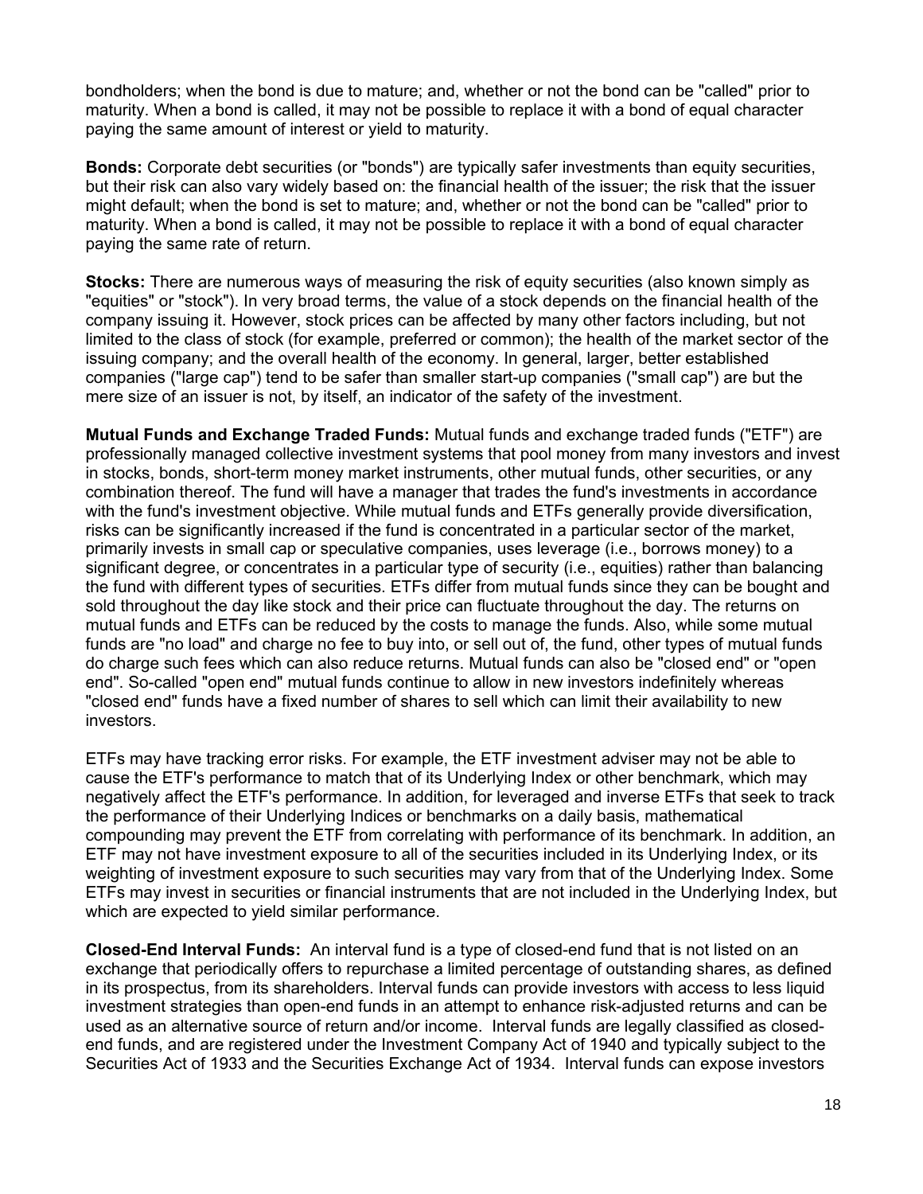bondholders; when the bond is due to mature; and, whether or not the bond can be "called" prior to maturity. When a bond is called, it may not be possible to replace it with a bond of equal character paying the same amount of interest or yield to maturity.

**Bonds:** Corporate debt securities (or "bonds") are typically safer investments than equity securities, but their risk can also vary widely based on: the financial health of the issuer; the risk that the issuer might default; when the bond is set to mature; and, whether or not the bond can be "called" prior to maturity. When a bond is called, it may not be possible to replace it with a bond of equal character paying the same rate of return.

**Stocks:** There are numerous ways of measuring the risk of equity securities (also known simply as "equities" or "stock"). In very broad terms, the value of a stock depends on the financial health of the company issuing it. However, stock prices can be affected by many other factors including, but not limited to the class of stock (for example, preferred or common); the health of the market sector of the issuing company; and the overall health of the economy. In general, larger, better established companies ("large cap") tend to be safer than smaller start-up companies ("small cap") are but the mere size of an issuer is not, by itself, an indicator of the safety of the investment.

**Mutual Funds and Exchange Traded Funds:** Mutual funds and exchange traded funds ("ETF") are professionally managed collective investment systems that pool money from many investors and invest in stocks, bonds, short-term money market instruments, other mutual funds, other securities, or any combination thereof. The fund will have a manager that trades the fund's investments in accordance with the fund's investment objective. While mutual funds and ETFs generally provide diversification, risks can be significantly increased if the fund is concentrated in a particular sector of the market, primarily invests in small cap or speculative companies, uses leverage (i.e., borrows money) to a significant degree, or concentrates in a particular type of security (i.e., equities) rather than balancing the fund with different types of securities. ETFs differ from mutual funds since they can be bought and sold throughout the day like stock and their price can fluctuate throughout the day. The returns on mutual funds and ETFs can be reduced by the costs to manage the funds. Also, while some mutual funds are "no load" and charge no fee to buy into, or sell out of, the fund, other types of mutual funds do charge such fees which can also reduce returns. Mutual funds can also be "closed end" or "open end". So-called "open end" mutual funds continue to allow in new investors indefinitely whereas "closed end" funds have a fixed number of shares to sell which can limit their availability to new investors.

ETFs may have tracking error risks. For example, the ETF investment adviser may not be able to cause the ETF's performance to match that of its Underlying Index or other benchmark, which may negatively affect the ETF's performance. In addition, for leveraged and inverse ETFs that seek to track the performance of their Underlying Indices or benchmarks on a daily basis, mathematical compounding may prevent the ETF from correlating with performance of its benchmark. In addition, an ETF may not have investment exposure to all of the securities included in its Underlying Index, or its weighting of investment exposure to such securities may vary from that of the Underlying Index. Some ETFs may invest in securities or financial instruments that are not included in the Underlying Index, but which are expected to yield similar performance.

**Closed-End Interval Funds:** An interval fund is a type of closed-end fund that is not listed on an exchange that periodically offers to repurchase a limited percentage of outstanding shares, as defined in its prospectus, from its shareholders. Interval funds can provide investors with access to less liquid investment strategies than open-end funds in an attempt to enhance risk-adjusted returns and can be used as an alternative source of return and/or income. Interval funds are legally classified as closed-end funds, and are registered under the Investment Company Act of 1940 and typically subject to the Securities Act of 1933 and the Securities Exchange Act of 1934. Interval funds can expose investors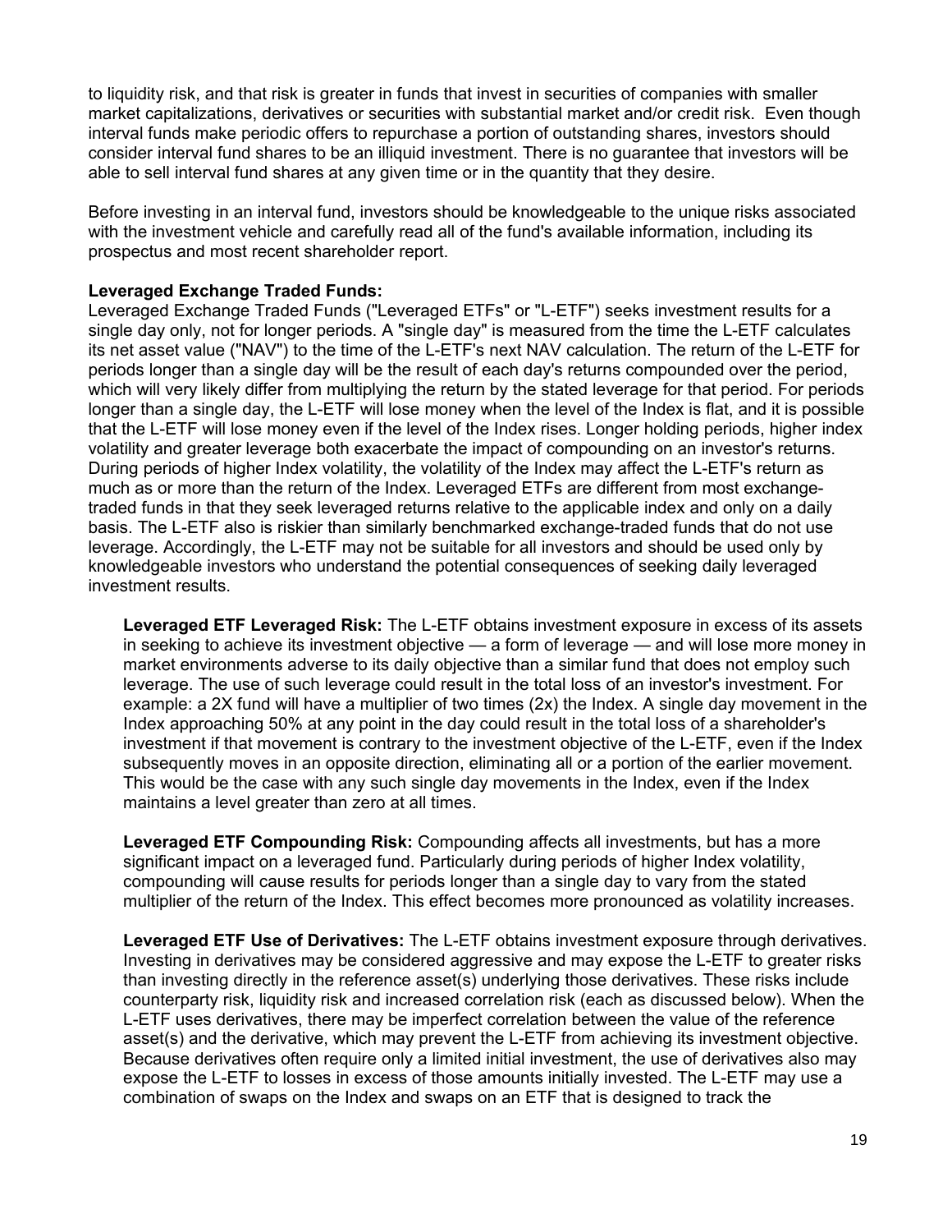to liquidity risk, and that risk is greater in funds that invest in securities of companies with smaller market capitalizations, derivatives or securities with substantial market and/or credit risk. Even though interval funds make periodic offers to repurchase a portion of outstanding shares, investors should consider interval fund shares to be an illiquid investment. There is no guarantee that investors will be able to sell interval fund shares at any given time or in the quantity that they desire.

Before investing in an interval fund, investors should be knowledgeable to the unique risks associated with the investment vehicle and carefully read all of the fund's available information, including its prospectus and most recent shareholder report.

**Leveraged Exchange Traded Funds:**

Leveraged Exchange Traded Funds ("Leveraged ETFs" or "L-ETF") seeks investment results for a single day only, not for longer periods. A "single day" is measured from the time the L-ETF calculates its net asset value ("NAV") to the time of the L-ETF's next NAV calculation. The return of the L-ETF for periods longer than a single day will be the result of each day's returns compounded over the period, which will very likely differ from multiplying the return by the stated leverage for that period. For periods longer than a single day, the L-ETF will lose money when the level of the Index is flat, and it is possible that the L-ETF will lose money even if the level of the Index rises. Longer holding periods, higher index volatility and greater leverage both exacerbate the impact of compounding on an investor's returns. During periods of higher Index volatility, the volatility of the Index may affect the L-ETF's return as much as or more than the return of the Index. Leveraged ETFs are different from most exchange-traded funds in that they seek leveraged returns relative to the applicable index and only on a daily basis. The L-ETF also is riskier than similarly benchmarked exchange-traded funds that do not use leverage. Accordingly, the L-ETF may not be suitable for all investors and should be used only by knowledgeable investors who understand the potential consequences of seeking daily leveraged investment results.

**Leveraged ETF Leveraged Risk:** The L-ETF obtains investment exposure in excess of its assets in seeking to achieve its investment objective — a form of leverage — and will lose more money in market environments adverse to its daily objective than a similar fund that does not employ such leverage. The use of such leverage could result in the total loss of an investor's investment. For example: a 2X fund will have a multiplier of two times (2x) the Index. A single day movement in the Index approaching 50% at any point in the day could result in the total loss of a shareholder's investment if that movement is contrary to the investment objective of the L-ETF, even if the Index subsequently moves in an opposite direction, eliminating all or a portion of the earlier movement. This would be the case with any such single day movements in the Index, even if the Index maintains a level greater than zero at all times.

**Leveraged ETF Compounding Risk:** Compounding affects all investments, but has a more significant impact on a leveraged fund. Particularly during periods of higher Index volatility, compounding will cause results for periods longer than a single day to vary from the stated multiplier of the return of the Index. This effect becomes more pronounced as volatility increases.

**Leveraged ETF Use of Derivatives:** The L-ETF obtains investment exposure through derivatives. Investing in derivatives may be considered aggressive and may expose the L-ETF to greater risks than investing directly in the reference asset(s) underlying those derivatives. These risks include counterparty risk, liquidity risk and increased correlation risk (each as discussed below). When the L-ETF uses derivatives, there may be imperfect correlation between the value of the reference asset(s) and the derivative, which may prevent the L-ETF from achieving its investment objective. Because derivatives often require only a limited initial investment, the use of derivatives also may expose the L-ETF to losses in excess of those amounts initially invested. The L-ETF may use a combination of swaps on the Index and swaps on an ETF that is designed to track the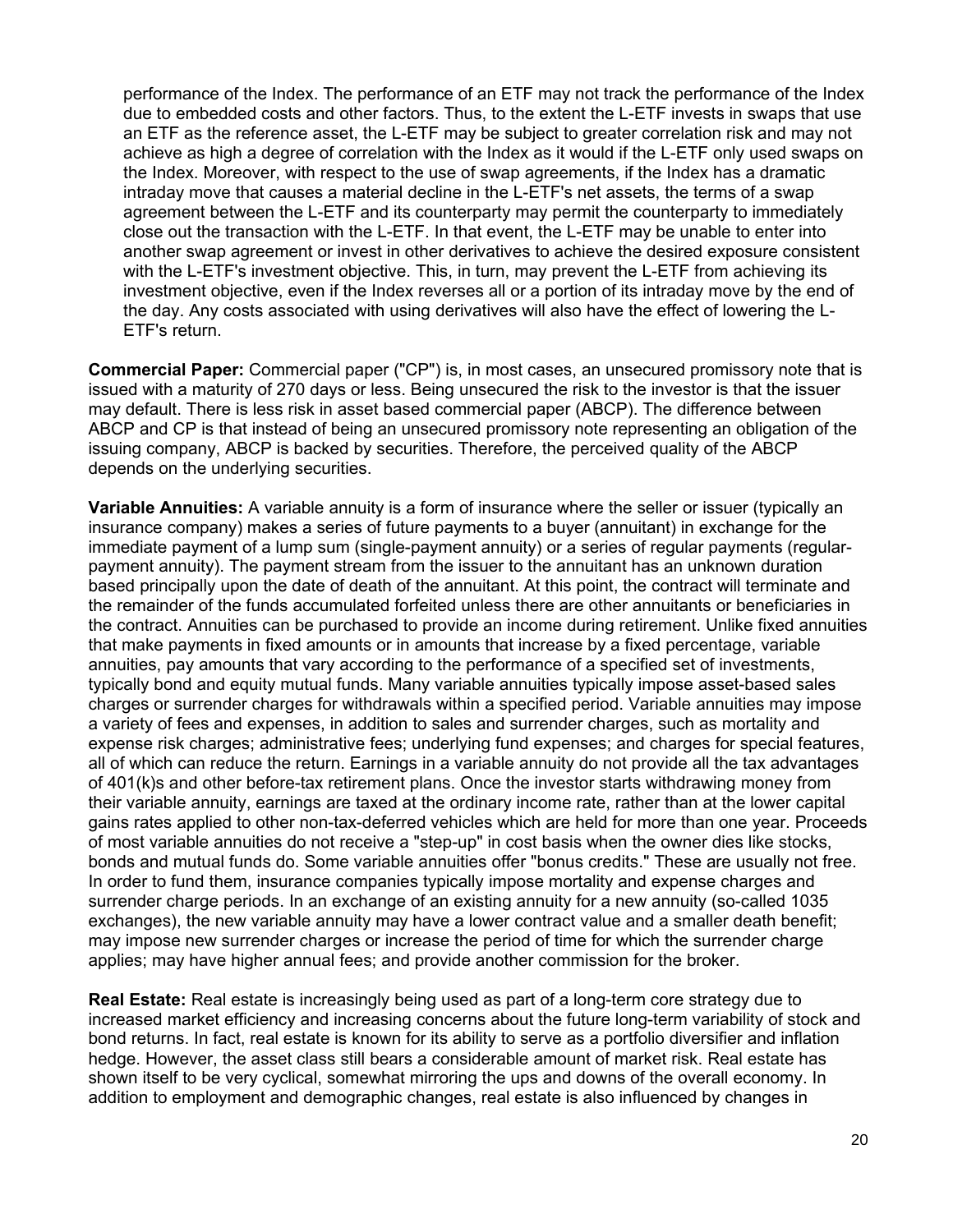performance of the Index. The performance of an ETF may not track the performance of the Index due to embedded costs and other factors. Thus, to the extent the L-ETF invests in swaps that use an ETF as the reference asset, the L-ETF may be subject to greater correlation risk and may not achieve as high a degree of correlation with the Index as it would if the L-ETF only used swaps on the Index. Moreover, with respect to the use of swap agreements, if the Index has a dramatic intraday move that causes a material decline in the L-ETF's net assets, the terms of a swap agreement between the L-ETF and its counterparty may permit the counterparty to immediately close out the transaction with the L-ETF. In that event, the L-ETF may be unable to enter into another swap agreement or invest in other derivatives to achieve the desired exposure consistent with the L-ETF's investment objective. This, in turn, may prevent the L-ETF from achieving its investment objective, even if the Index reverses all or a portion of its intraday move by the end of the day. Any costs associated with using derivatives will also have the effect of lowering the L-ETF's return.

**Commercial Paper:** Commercial paper ("CP") is, in most cases, an unsecured promissory note that is issued with a maturity of 270 days or less. Being unsecured the risk to the investor is that the issuer may default. There is less risk in asset based commercial paper (ABCP). The difference between ABCP and CP is that instead of being an unsecured promissory note representing an obligation of the issuing company, ABCP is backed by securities. Therefore, the perceived quality of the ABCP depends on the underlying securities.

**Variable Annuities:** A variable annuity is a form of insurance where the seller or issuer (typically an insurance company) makes a series of future payments to a buyer (annuitant) in exchange for the immediate payment of a lump sum (single-payment annuity) or a series of regular payments (regular-payment annuity). The payment stream from the issuer to the annuitant has an unknown duration based principally upon the date of death of the annuitant. At this point, the contract will terminate and the remainder of the funds accumulated forfeited unless there are other annuitants or beneficiaries in the contract. Annuities can be purchased to provide an income during retirement. Unlike fixed annuities that make payments in fixed amounts or in amounts that increase by a fixed percentage, variable annuities, pay amounts that vary according to the performance of a specified set of investments, typically bond and equity mutual funds. Many variable annuities typically impose asset-based sales charges or surrender charges for withdrawals within a specified period. Variable annuities may impose a variety of fees and expenses, in addition to sales and surrender charges, such as mortality and expense risk charges; administrative fees; underlying fund expenses; and charges for special features, all of which can reduce the return. Earnings in a variable annuity do not provide all the tax advantages of 401(k)s and other before-tax retirement plans. Once the investor starts withdrawing money from their variable annuity, earnings are taxed at the ordinary income rate, rather than at the lower capital gains rates applied to other non-tax-deferred vehicles which are held for more than one year. Proceeds of most variable annuities do not receive a "step-up" in cost basis when the owner dies like stocks, bonds and mutual funds do. Some variable annuities offer "bonus credits." These are usually not free. In order to fund them, insurance companies typically impose mortality and expense charges and surrender charge periods. In an exchange of an existing annuity for a new annuity (so-called 1035 exchanges), the new variable annuity may have a lower contract value and a smaller death benefit; may impose new surrender charges or increase the period of time for which the surrender charge applies; may have higher annual fees; and provide another commission for the broker.

**Real Estate:** Real estate is increasingly being used as part of a long-term core strategy due to increased market efficiency and increasing concerns about the future long-term variability of stock and bond returns. In fact, real estate is known for its ability to serve as a portfolio diversifier and inflation hedge. However, the asset class still bears a considerable amount of market risk. Real estate has shown itself to be very cyclical, somewhat mirroring the ups and downs of the overall economy. In addition to employment and demographic changes, real estate is also influenced by changes in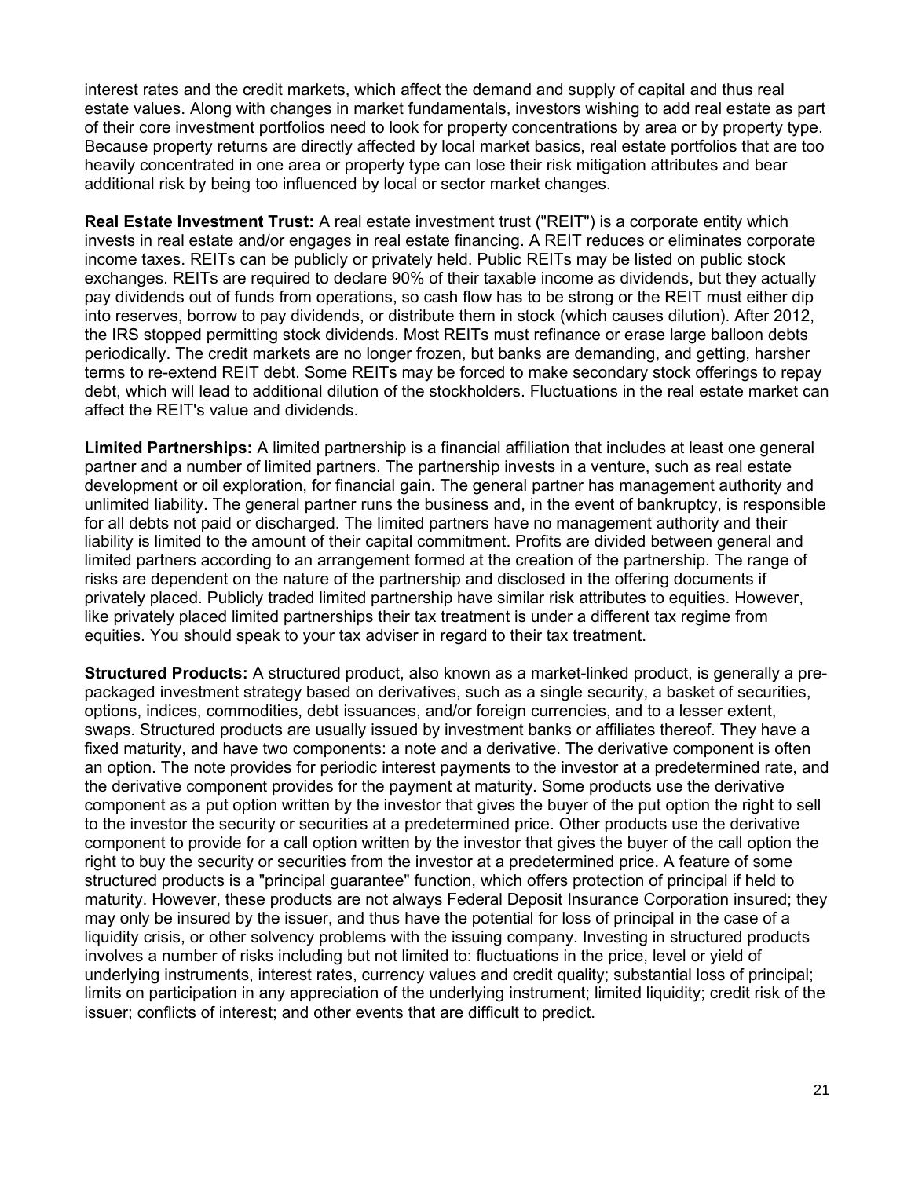interest rates and the credit markets, which affect the demand and supply of capital and thus real estate values. Along with changes in market fundamentals, investors wishing to add real estate as part of their core investment portfolios need to look for property concentrations by area or by property type. Because property returns are directly affected by local market basics, real estate portfolios that are too heavily concentrated in one area or property type can lose their risk mitigation attributes and bear additional risk by being too influenced by local or sector market changes.

**Real Estate Investment Trust:** A real estate investment trust ("REIT") is a corporate entity which invests in real estate and/or engages in real estate financing. A REIT reduces or eliminates corporate income taxes. REITs can be publicly or privately held. Public REITs may be listed on public stock exchanges. REITs are required to declare 90% of their taxable income as dividends, but they actually pay dividends out of funds from operations, so cash flow has to be strong or the REIT must either dip into reserves, borrow to pay dividends, or distribute them in stock (which causes dilution). After 2012, the IRS stopped permitting stock dividends. Most REITs must refinance or erase large balloon debts periodically. The credit markets are no longer frozen, but banks are demanding, and getting, harsher terms to re-extend REIT debt. Some REITs may be forced to make secondary stock offerings to repay debt, which will lead to additional dilution of the stockholders. Fluctuations in the real estate market can affect the REIT's value and dividends.

**Limited Partnerships:** A limited partnership is a financial affiliation that includes at least one general partner and a number of limited partners. The partnership invests in a venture, such as real estate development or oil exploration, for financial gain. The general partner has management authority and unlimited liability. The general partner runs the business and, in the event of bankruptcy, is responsible for all debts not paid or discharged. The limited partners have no management authority and their liability is limited to the amount of their capital commitment. Profits are divided between general and limited partners according to an arrangement formed at the creation of the partnership. The range of risks are dependent on the nature of the partnership and disclosed in the offering documents if privately placed. Publicly traded limited partnership have similar risk attributes to equities. However, like privately placed limited partnerships their tax treatment is under a different tax regime from equities. You should speak to your tax adviser in regard to their tax treatment.

**Structured Products:** A structured product, also known as a market-linked product, is generally a pre-packaged investment strategy based on derivatives, such as a single security, a basket of securities, options, indices, commodities, debt issuances, and/or foreign currencies, and to a lesser extent, swaps. Structured products are usually issued by investment banks or affiliates thereof. They have a fixed maturity, and have two components: a note and a derivative. The derivative component is often an option. The note provides for periodic interest payments to the investor at a predetermined rate, and the derivative component provides for the payment at maturity. Some products use the derivative component as a put option written by the investor that gives the buyer of the put option the right to sell to the investor the security or securities at a predetermined price. Other products use the derivative component to provide for a call option written by the investor that gives the buyer of the call option the right to buy the security or securities from the investor at a predetermined price. A feature of some structured products is a "principal guarantee" function, which offers protection of principal if held to maturity. However, these products are not always Federal Deposit Insurance Corporation insured; they may only be insured by the issuer, and thus have the potential for loss of principal in the case of a liquidity crisis, or other solvency problems with the issuing company. Investing in structured products involves a number of risks including but not limited to: fluctuations in the price, level or yield of underlying instruments, interest rates, currency values and credit quality; substantial loss of principal; limits on participation in any appreciation of the underlying instrument; limited liquidity; credit risk of the issuer; conflicts of interest; and other events that are difficult to predict.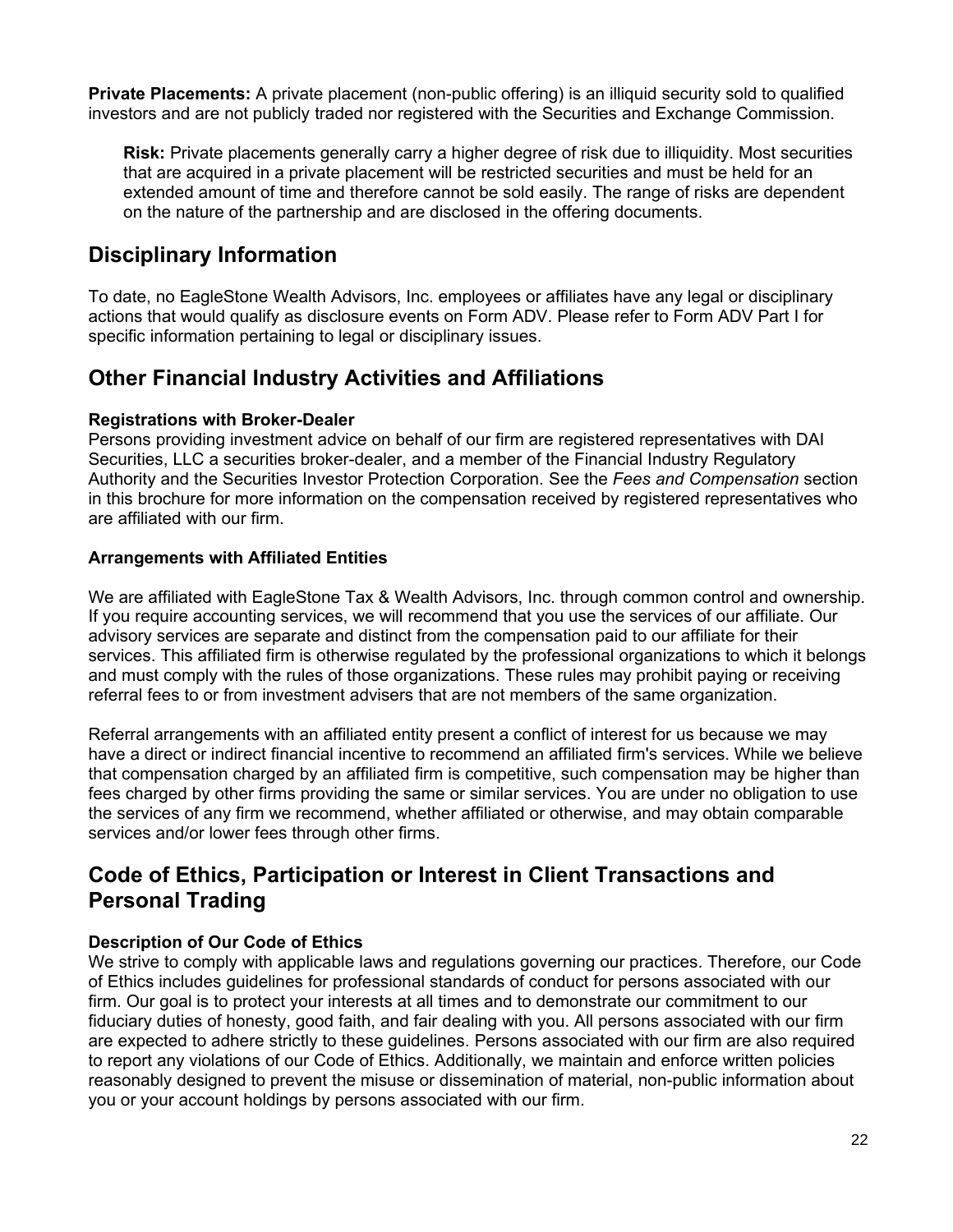**Private Placements:** A private placement (non-public offering) is an illiquid security sold to qualified investors and are not publicly traded nor registered with the Securities and Exchange Commission.

> **Risk:** Private placements generally carry a higher degree of risk due to illiquidity. Most securities that are acquired in a private placement will be restricted securities and must be held for an extended amount of time and therefore cannot be sold easily. The range of risks are dependent on the nature of the partnership and are disclosed in the offering documents.

## Disciplinary Information

To date, no EagleStone Wealth Advisors, Inc. employees or affiliates have any legal or disciplinary actions that would qualify as disclosure events on Form ADV. Please refer to Form ADV Part I for specific information pertaining to legal or disciplinary issues.

## Other Financial Industry Activities and Affiliations

**Registrations with Broker-Dealer**
Persons providing investment advice on behalf of our firm are registered representatives with DAI Securities, LLC a securities broker-dealer, and a member of the Financial Industry Regulatory Authority and the Securities Investor Protection Corporation. See the *Fees and Compensation* section in this brochure for more information on the compensation received by registered representatives who are affiliated with our firm.

**Arrangements with Affiliated Entities**

We are affiliated with EagleStone Tax & Wealth Advisors, Inc. through common control and ownership. If you require accounting services, we will recommend that you use the services of our affiliate. Our advisory services are separate and distinct from the compensation paid to our affiliate for their services. This affiliated firm is otherwise regulated by the professional organizations to which it belongs and must comply with the rules of those organizations. These rules may prohibit paying or receiving referral fees to or from investment advisers that are not members of the same organization.

Referral arrangements with an affiliated entity present a conflict of interest for us because we may have a direct or indirect financial incentive to recommend an affiliated firm's services. While we believe that compensation charged by an affiliated firm is competitive, such compensation may be higher than fees charged by other firms providing the same or similar services. You are under no obligation to use the services of any firm we recommend, whether affiliated or otherwise, and may obtain comparable services and/or lower fees through other firms.

## Code of Ethics, Participation or Interest in Client Transactions and Personal Trading

**Description of Our Code of Ethics**
We strive to comply with applicable laws and regulations governing our practices. Therefore, our Code of Ethics includes guidelines for professional standards of conduct for persons associated with our firm. Our goal is to protect your interests at all times and to demonstrate our commitment to our fiduciary duties of honesty, good faith, and fair dealing with you. All persons associated with our firm are expected to adhere strictly to these guidelines. Persons associated with our firm are also required to report any violations of our Code of Ethics. Additionally, we maintain and enforce written policies reasonably designed to prevent the misuse or dissemination of material, non-public information about you or your account holdings by persons associated with our firm.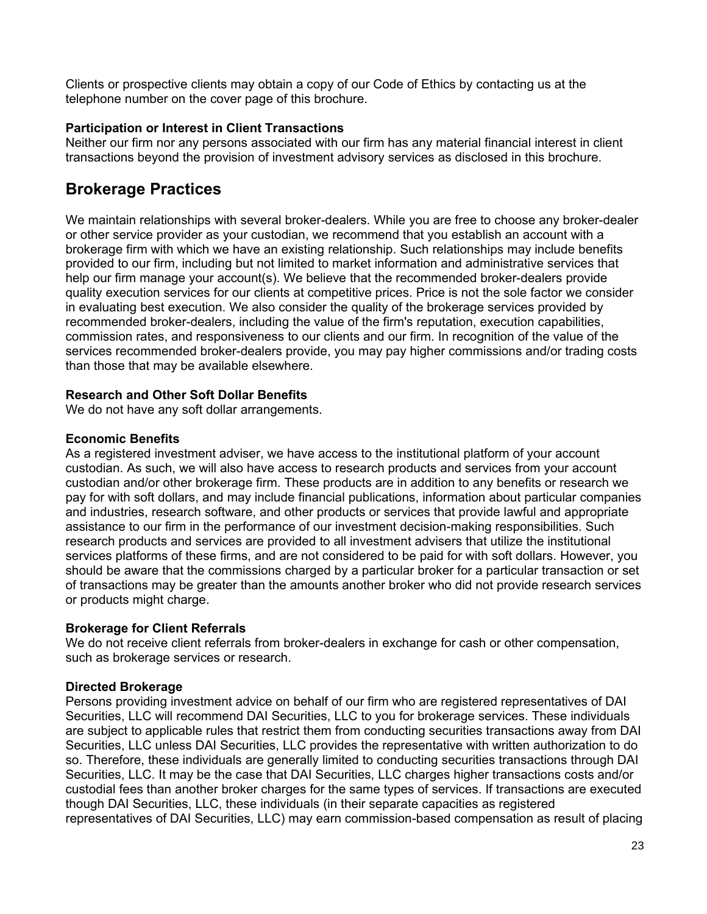Clients or prospective clients may obtain a copy of our Code of Ethics by contacting us at the telephone number on the cover page of this brochure.

**Participation or Interest in Client Transactions**

Neither our firm nor any persons associated with our firm has any material financial interest in client transactions beyond the provision of investment advisory services as disclosed in this brochure.

## Brokerage Practices

We maintain relationships with several broker-dealers. While you are free to choose any broker-dealer or other service provider as your custodian, we recommend that you establish an account with a brokerage firm with which we have an existing relationship. Such relationships may include benefits provided to our firm, including but not limited to market information and administrative services that help our firm manage your account(s). We believe that the recommended broker-dealers provide quality execution services for our clients at competitive prices. Price is not the sole factor we consider in evaluating best execution. We also consider the quality of the brokerage services provided by recommended broker-dealers, including the value of the firm's reputation, execution capabilities, commission rates, and responsiveness to our clients and our firm. In recognition of the value of the services recommended broker-dealers provide, you may pay higher commissions and/or trading costs than those that may be available elsewhere.

**Research and Other Soft Dollar Benefits**

We do not have any soft dollar arrangements.

**Economic Benefits**

As a registered investment adviser, we have access to the institutional platform of your account custodian. As such, we will also have access to research products and services from your account custodian and/or other brokerage firm. These products are in addition to any benefits or research we pay for with soft dollars, and may include financial publications, information about particular companies and industries, research software, and other products or services that provide lawful and appropriate assistance to our firm in the performance of our investment decision-making responsibilities. Such research products and services are provided to all investment advisers that utilize the institutional services platforms of these firms, and are not considered to be paid for with soft dollars. However, you should be aware that the commissions charged by a particular broker for a particular transaction or set of transactions may be greater than the amounts another broker who did not provide research services or products might charge.

**Brokerage for Client Referrals**

We do not receive client referrals from broker-dealers in exchange for cash or other compensation, such as brokerage services or research.

**Directed Brokerage**

Persons providing investment advice on behalf of our firm who are registered representatives of DAI Securities, LLC will recommend DAI Securities, LLC to you for brokerage services. These individuals are subject to applicable rules that restrict them from conducting securities transactions away from DAI Securities, LLC unless DAI Securities, LLC provides the representative with written authorization to do so. Therefore, these individuals are generally limited to conducting securities transactions through DAI Securities, LLC. It may be the case that DAI Securities, LLC charges higher transactions costs and/or custodial fees than another broker charges for the same types of services. If transactions are executed though DAI Securities, LLC, these individuals (in their separate capacities as registered representatives of DAI Securities, LLC) may earn commission-based compensation as result of placing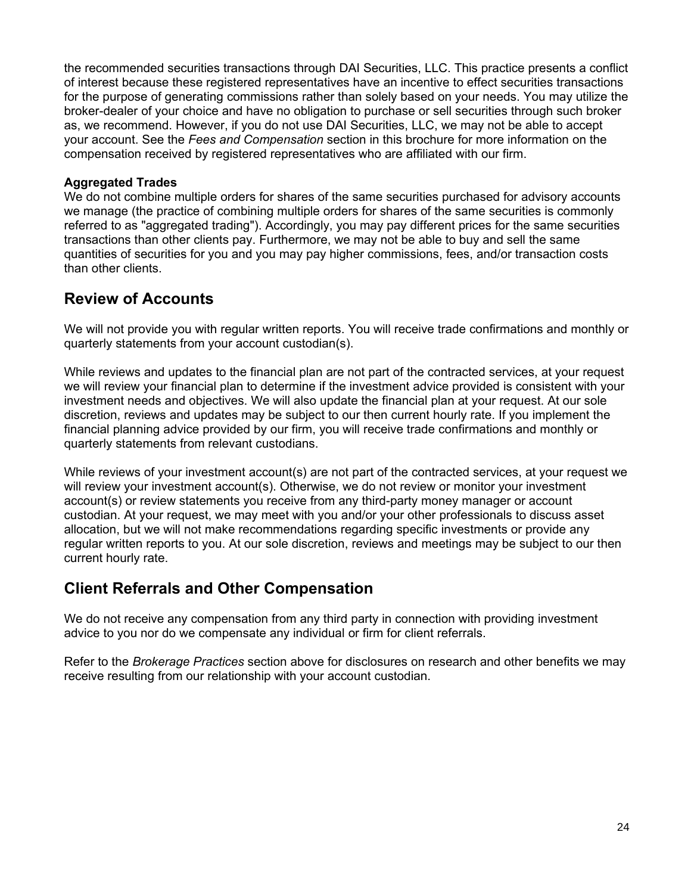the recommended securities transactions through DAI Securities, LLC. This practice presents a conflict of interest because these registered representatives have an incentive to effect securities transactions for the purpose of generating commissions rather than solely based on your needs. You may utilize the broker-dealer of your choice and have no obligation to purchase or sell securities through such broker as, we recommend. However, if you do not use DAI Securities, LLC, we may not be able to accept your account. See the *Fees and Compensation* section in this brochure for more information on the compensation received by registered representatives who are affiliated with our firm.

**Aggregated Trades**

We do not combine multiple orders for shares of the same securities purchased for advisory accounts we manage (the practice of combining multiple orders for shares of the same securities is commonly referred to as "aggregated trading"). Accordingly, you may pay different prices for the same securities transactions than other clients pay. Furthermore, we may not be able to buy and sell the same quantities of securities for you and you may pay higher commissions, fees, and/or transaction costs than other clients.

## Review of Accounts

We will not provide you with regular written reports. You will receive trade confirmations and monthly or quarterly statements from your account custodian(s).

While reviews and updates to the financial plan are not part of the contracted services, at your request we will review your financial plan to determine if the investment advice provided is consistent with your investment needs and objectives. We will also update the financial plan at your request. At our sole discretion, reviews and updates may be subject to our then current hourly rate. If you implement the financial planning advice provided by our firm, you will receive trade confirmations and monthly or quarterly statements from relevant custodians.

While reviews of your investment account(s) are not part of the contracted services, at your request we will review your investment account(s). Otherwise, we do not review or monitor your investment account(s) or review statements you receive from any third-party money manager or account custodian. At your request, we may meet with you and/or your other professionals to discuss asset allocation, but we will not make recommendations regarding specific investments or provide any regular written reports to you. At our sole discretion, reviews and meetings may be subject to our then current hourly rate.

## Client Referrals and Other Compensation

We do not receive any compensation from any third party in connection with providing investment advice to you nor do we compensate any individual or firm for client referrals.

Refer to the *Brokerage Practices* section above for disclosures on research and other benefits we may receive resulting from our relationship with your account custodian.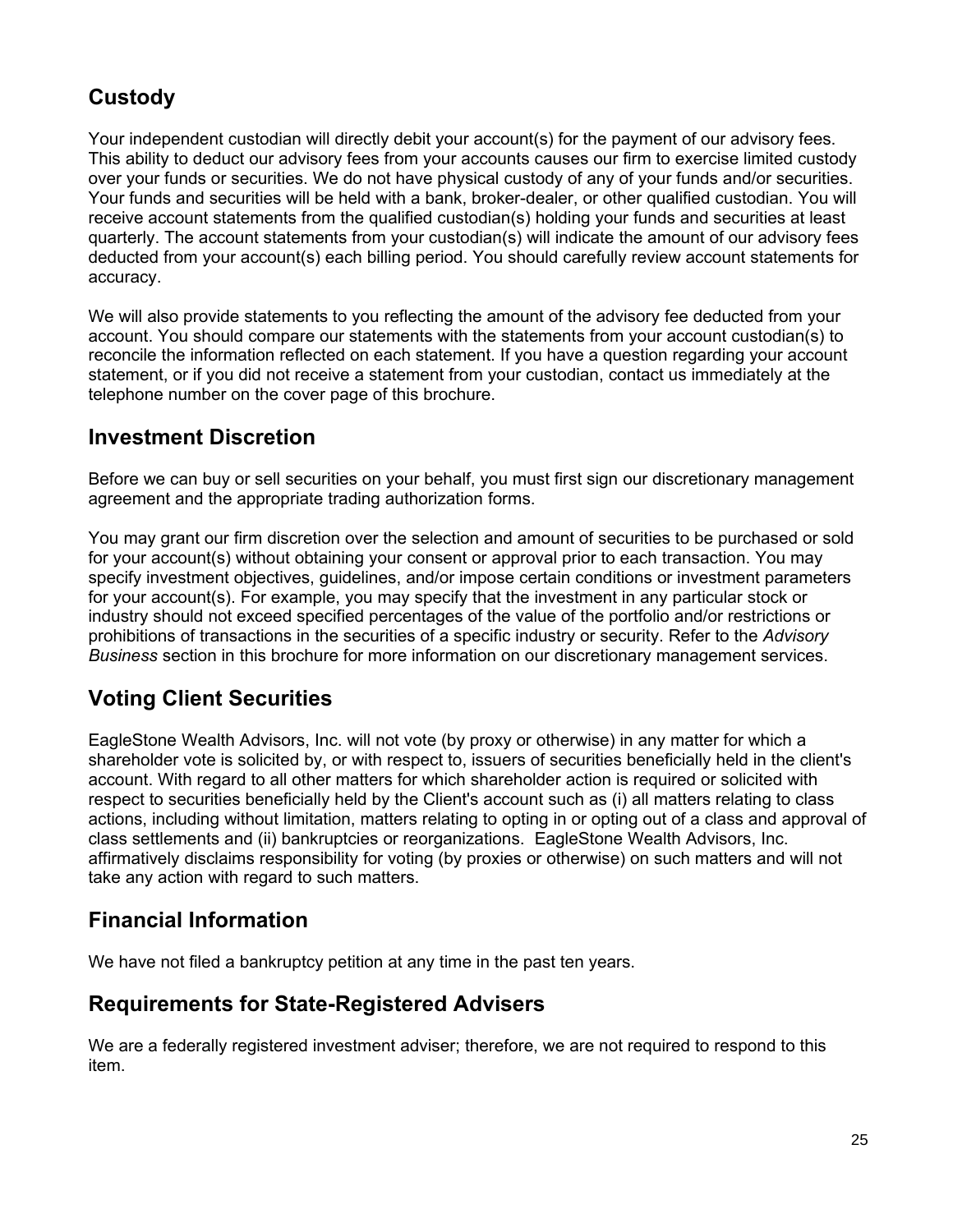## Custody

Your independent custodian will directly debit your account(s) for the payment of our advisory fees. This ability to deduct our advisory fees from your accounts causes our firm to exercise limited custody over your funds or securities. We do not have physical custody of any of your funds and/or securities. Your funds and securities will be held with a bank, broker-dealer, or other qualified custodian. You will receive account statements from the qualified custodian(s) holding your funds and securities at least quarterly. The account statements from your custodian(s) will indicate the amount of our advisory fees deducted from your account(s) each billing period. You should carefully review account statements for accuracy.

We will also provide statements to you reflecting the amount of the advisory fee deducted from your account. You should compare our statements with the statements from your account custodian(s) to reconcile the information reflected on each statement. If you have a question regarding your account statement, or if you did not receive a statement from your custodian, contact us immediately at the telephone number on the cover page of this brochure.

## Investment Discretion

Before we can buy or sell securities on your behalf, you must first sign our discretionary management agreement and the appropriate trading authorization forms.

You may grant our firm discretion over the selection and amount of securities to be purchased or sold for your account(s) without obtaining your consent or approval prior to each transaction. You may specify investment objectives, guidelines, and/or impose certain conditions or investment parameters for your account(s). For example, you may specify that the investment in any particular stock or industry should not exceed specified percentages of the value of the portfolio and/or restrictions or prohibitions of transactions in the securities of a specific industry or security. Refer to the *Advisory Business* section in this brochure for more information on our discretionary management services.

## Voting Client Securities

EagleStone Wealth Advisors, Inc. will not vote (by proxy or otherwise) in any matter for which a shareholder vote is solicited by, or with respect to, issuers of securities beneficially held in the client's account. With regard to all other matters for which shareholder action is required or solicited with respect to securities beneficially held by the Client's account such as (i) all matters relating to class actions, including without limitation, matters relating to opting in or opting out of a class and approval of class settlements and (ii) bankruptcies or reorganizations. EagleStone Wealth Advisors, Inc. affirmatively disclaims responsibility for voting (by proxies or otherwise) on such matters and will not take any action with regard to such matters.

## Financial Information

We have not filed a bankruptcy petition at any time in the past ten years.

## Requirements for State-Registered Advisers

We are a federally registered investment adviser; therefore, we are not required to respond to this item.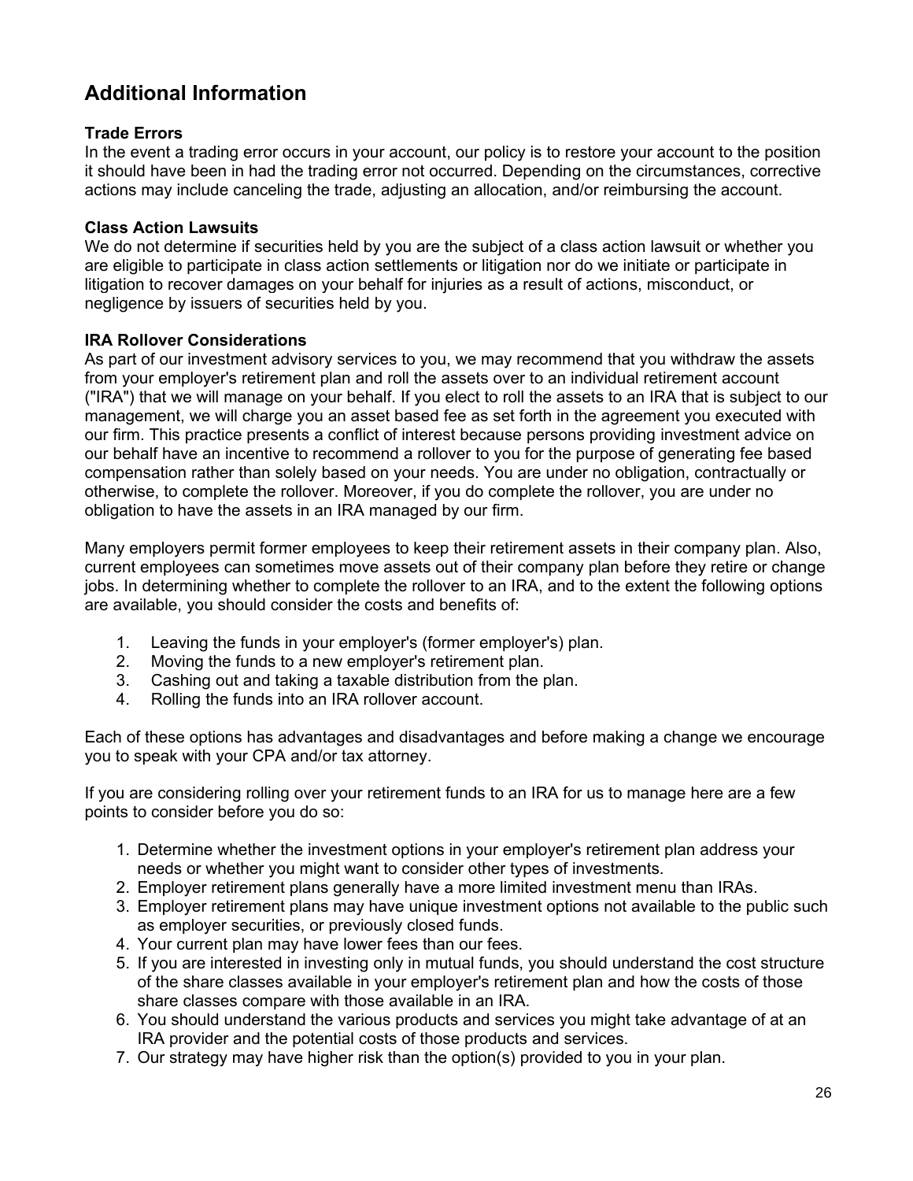## Additional Information

**Trade Errors**
In the event a trading error occurs in your account, our policy is to restore your account to the position it should have been in had the trading error not occurred. Depending on the circumstances, corrective actions may include canceling the trade, adjusting an allocation, and/or reimbursing the account.

**Class Action Lawsuits**
We do not determine if securities held by you are the subject of a class action lawsuit or whether you are eligible to participate in class action settlements or litigation nor do we initiate or participate in litigation to recover damages on your behalf for injuries as a result of actions, misconduct, or negligence by issuers of securities held by you.

**IRA Rollover Considerations**
As part of our investment advisory services to you, we may recommend that you withdraw the assets from your employer's retirement plan and roll the assets over to an individual retirement account ("IRA") that we will manage on your behalf. If you elect to roll the assets to an IRA that is subject to our management, we will charge you an asset based fee as set forth in the agreement you executed with our firm. This practice presents a conflict of interest because persons providing investment advice on our behalf have an incentive to recommend a rollover to you for the purpose of generating fee based compensation rather than solely based on your needs. You are under no obligation, contractually or otherwise, to complete the rollover. Moreover, if you do complete the rollover, you are under no obligation to have the assets in an IRA managed by our firm.

Many employers permit former employees to keep their retirement assets in their company plan. Also, current employees can sometimes move assets out of their company plan before they retire or change jobs. In determining whether to complete the rollover to an IRA, and to the extent the following options are available, you should consider the costs and benefits of:

1. Leaving the funds in your employer's (former employer's) plan.
2. Moving the funds to a new employer's retirement plan.
3. Cashing out and taking a taxable distribution from the plan.
4. Rolling the funds into an IRA rollover account.

Each of these options has advantages and disadvantages and before making a change we encourage you to speak with your CPA and/or tax attorney.

If you are considering rolling over your retirement funds to an IRA for us to manage here are a few points to consider before you do so:

1. Determine whether the investment options in your employer's retirement plan address your needs or whether you might want to consider other types of investments.
2. Employer retirement plans generally have a more limited investment menu than IRAs.
3. Employer retirement plans may have unique investment options not available to the public such as employer securities, or previously closed funds.
4. Your current plan may have lower fees than our fees.
5. If you are interested in investing only in mutual funds, you should understand the cost structure of the share classes available in your employer's retirement plan and how the costs of those share classes compare with those available in an IRA.
6. You should understand the various products and services you might take advantage of at an IRA provider and the potential costs of those products and services.
7. Our strategy may have higher risk than the option(s) provided to you in your plan.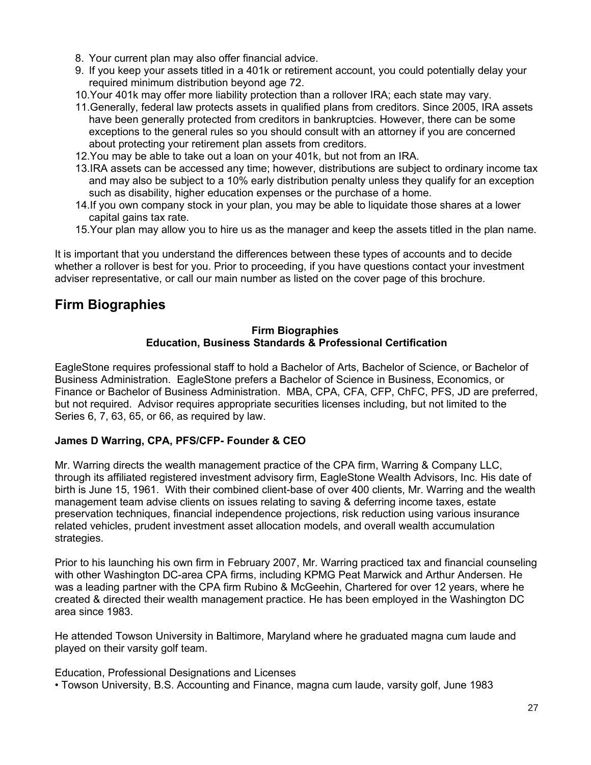8. Your current plan may also offer financial advice.
9. If you keep your assets titled in a 401k or retirement account, you could potentially delay your required minimum distribution beyond age 72.
10. Your 401k may offer more liability protection than a rollover IRA; each state may vary.
11. Generally, federal law protects assets in qualified plans from creditors. Since 2005, IRA assets have been generally protected from creditors in bankruptcies. However, there can be some exceptions to the general rules so you should consult with an attorney if you are concerned about protecting your retirement plan assets from creditors.
12. You may be able to take out a loan on your 401k, but not from an IRA.
13. IRA assets can be accessed any time; however, distributions are subject to ordinary income tax and may also be subject to a 10% early distribution penalty unless they qualify for an exception such as disability, higher education expenses or the purchase of a home.
14. If you own company stock in your plan, you may be able to liquidate those shares at a lower capital gains tax rate.
15. Your plan may allow you to hire us as the manager and keep the assets titled in the plan name.

It is important that you understand the differences between these types of accounts and to decide whether a rollover is best for you. Prior to proceeding, if you have questions contact your investment adviser representative, or call our main number as listed on the cover page of this brochure.

## Firm Biographies

**Firm Biographies**
**Education, Business Standards & Professional Certification**

EagleStone requires professional staff to hold a Bachelor of Arts, Bachelor of Science, or Bachelor of Business Administration. EagleStone prefers a Bachelor of Science in Business, Economics, or Finance or Bachelor of Business Administration. MBA, CPA, CFA, CFP, ChFC, PFS, JD are preferred, but not required. Advisor requires appropriate securities licenses including, but not limited to the Series 6, 7, 63, 65, or 66, as required by law.

**James D Warring, CPA, PFS/CFP- Founder & CEO**

Mr. Warring directs the wealth management practice of the CPA firm, Warring & Company LLC, through its affiliated registered investment advisory firm, EagleStone Wealth Advisors, Inc. His date of birth is June 15, 1961. With their combined client-base of over 400 clients, Mr. Warring and the wealth management team advise clients on issues relating to saving & deferring income taxes, estate preservation techniques, financial independence projections, risk reduction using various insurance related vehicles, prudent investment asset allocation models, and overall wealth accumulation strategies.

Prior to his launching his own firm in February 2007, Mr. Warring practiced tax and financial counseling with other Washington DC-area CPA firms, including KPMG Peat Marwick and Arthur Andersen. He was a leading partner with the CPA firm Rubino & McGeehin, Chartered for over 12 years, where he created & directed their wealth management practice. He has been employed in the Washington DC area since 1983.

He attended Towson University in Baltimore, Maryland where he graduated magna cum laude and played on their varsity golf team.

Education, Professional Designations and Licenses

- Towson University, B.S. Accounting and Finance, magna cum laude, varsity golf, June 1983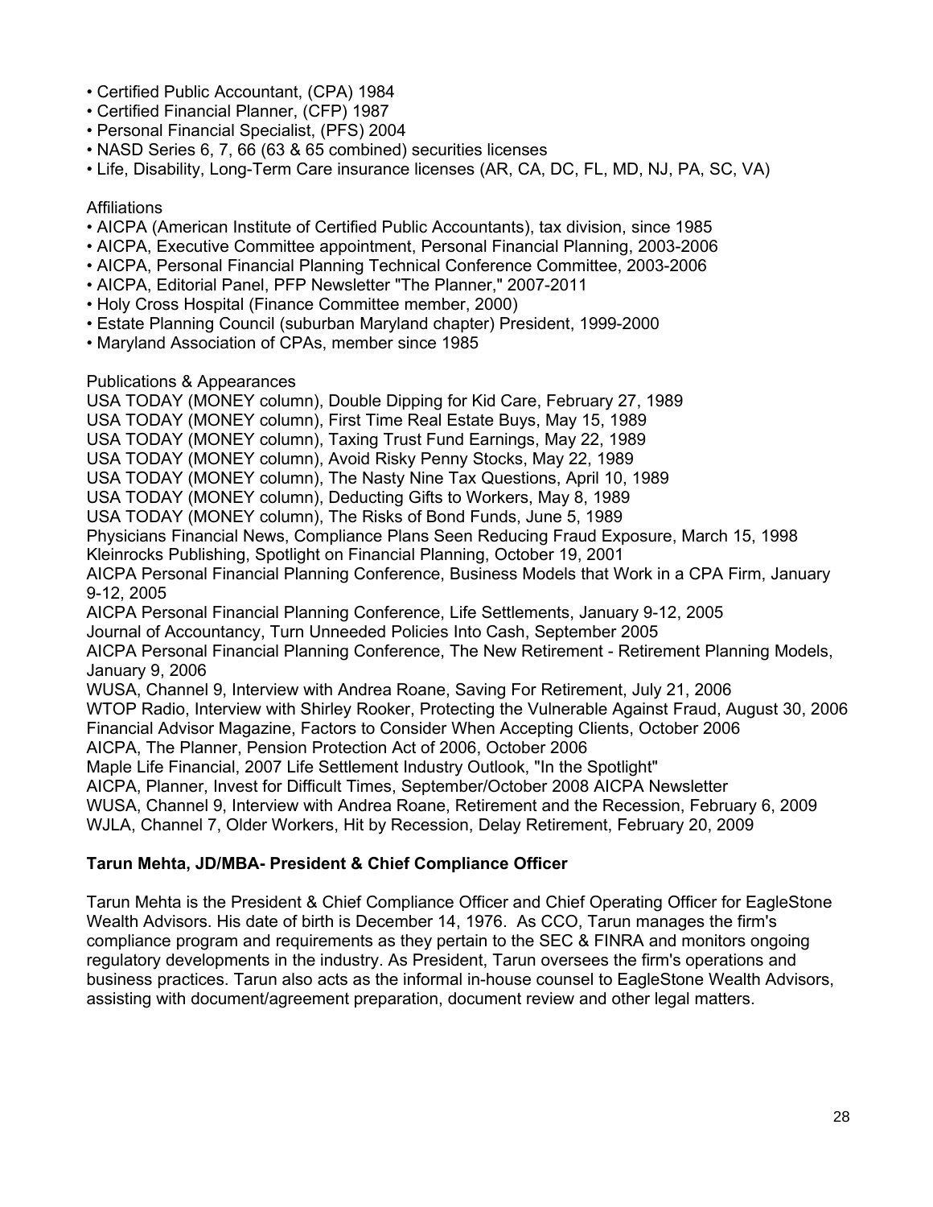- Certified Public Accountant, (CPA) 1984
- Certified Financial Planner, (CFP) 1987
- Personal Financial Specialist, (PFS) 2004
- NASD Series 6, 7, 66 (63 & 65 combined) securities licenses
- Life, Disability, Long-Term Care insurance licenses (AR, CA, DC, FL, MD, NJ, PA, SC, VA)

Affiliations

- AICPA (American Institute of Certified Public Accountants), tax division, since 1985
- AICPA, Executive Committee appointment, Personal Financial Planning, 2003-2006
- AICPA, Personal Financial Planning Technical Conference Committee, 2003-2006
- AICPA, Editorial Panel, PFP Newsletter "The Planner," 2007-2011
- Holy Cross Hospital (Finance Committee member, 2000)
- Estate Planning Council (suburban Maryland chapter) President, 1999-2000
- Maryland Association of CPAs, member since 1985

Publications & Appearances

USA TODAY (MONEY column), Double Dipping for Kid Care, February 27, 1989
USA TODAY (MONEY column), First Time Real Estate Buys, May 15, 1989
USA TODAY (MONEY column), Taxing Trust Fund Earnings, May 22, 1989
USA TODAY (MONEY column), Avoid Risky Penny Stocks, May 22, 1989
USA TODAY (MONEY column), The Nasty Nine Tax Questions, April 10, 1989
USA TODAY (MONEY column), Deducting Gifts to Workers, May 8, 1989
USA TODAY (MONEY column), The Risks of Bond Funds, June 5, 1989
Physicians Financial News, Compliance Plans Seen Reducing Fraud Exposure, March 15, 1998
Kleinrocks Publishing, Spotlight on Financial Planning, October 19, 2001
AICPA Personal Financial Planning Conference, Business Models that Work in a CPA Firm, January 9-12, 2005
AICPA Personal Financial Planning Conference, Life Settlements, January 9-12, 2005
Journal of Accountancy, Turn Unneeded Policies Into Cash, September 2005
AICPA Personal Financial Planning Conference, The New Retirement - Retirement Planning Models, January 9, 2006
WUSA, Channel 9, Interview with Andrea Roane, Saving For Retirement, July 21, 2006
WTOP Radio, Interview with Shirley Rooker, Protecting the Vulnerable Against Fraud, August 30, 2006
Financial Advisor Magazine, Factors to Consider When Accepting Clients, October 2006
AICPA, The Planner, Pension Protection Act of 2006, October 2006
Maple Life Financial, 2007 Life Settlement Industry Outlook, "In the Spotlight"
AICPA, Planner, Invest for Difficult Times, September/October 2008 AICPA Newsletter
WUSA, Channel 9, Interview with Andrea Roane, Retirement and the Recession, February 6, 2009
WJLA, Channel 7, Older Workers, Hit by Recession, Delay Retirement, February 20, 2009

**Tarun Mehta, JD/MBA- President & Chief Compliance Officer**

Tarun Mehta is the President & Chief Compliance Officer and Chief Operating Officer for EagleStone Wealth Advisors. His date of birth is December 14, 1976. As CCO, Tarun manages the firm's compliance program and requirements as they pertain to the SEC & FINRA and monitors ongoing regulatory developments in the industry. As President, Tarun oversees the firm's operations and business practices. Tarun also acts as the informal in-house counsel to EagleStone Wealth Advisors, assisting with document/agreement preparation, document review and other legal matters.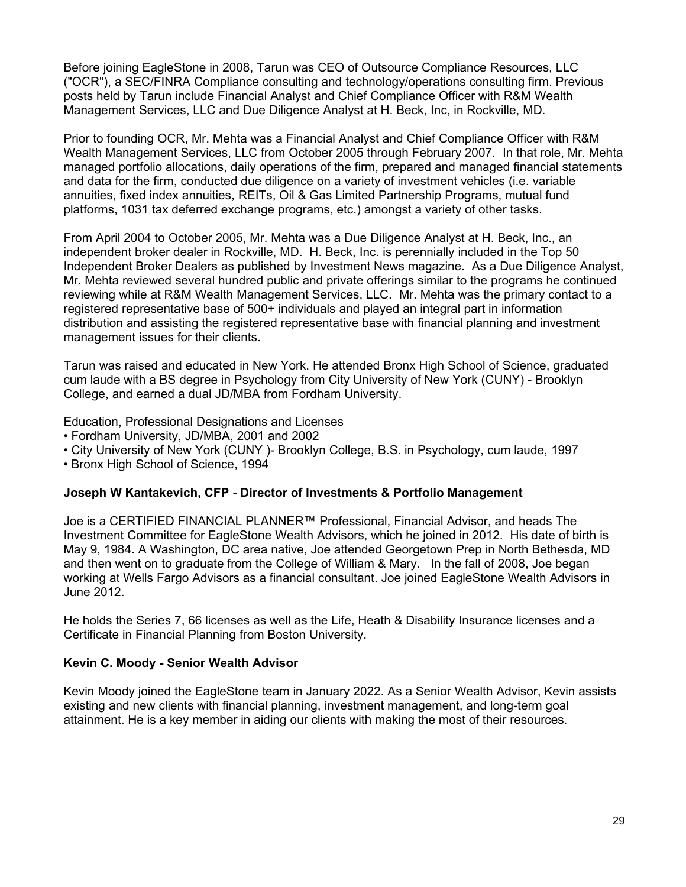Before joining EagleStone in 2008, Tarun was CEO of Outsource Compliance Resources, LLC ("OCR"), a SEC/FINRA Compliance consulting and technology/operations consulting firm. Previous posts held by Tarun include Financial Analyst and Chief Compliance Officer with R&M Wealth Management Services, LLC and Due Diligence Analyst at H. Beck, Inc, in Rockville, MD.

Prior to founding OCR, Mr. Mehta was a Financial Analyst and Chief Compliance Officer with R&M Wealth Management Services, LLC from October 2005 through February 2007. In that role, Mr. Mehta managed portfolio allocations, daily operations of the firm, prepared and managed financial statements and data for the firm, conducted due diligence on a variety of investment vehicles (i.e. variable annuities, fixed index annuities, REITs, Oil & Gas Limited Partnership Programs, mutual fund platforms, 1031 tax deferred exchange programs, etc.) amongst a variety of other tasks.

From April 2004 to October 2005, Mr. Mehta was a Due Diligence Analyst at H. Beck, Inc., an independent broker dealer in Rockville, MD. H. Beck, Inc. is perennially included in the Top 50 Independent Broker Dealers as published by Investment News magazine. As a Due Diligence Analyst, Mr. Mehta reviewed several hundred public and private offerings similar to the programs he continued reviewing while at R&M Wealth Management Services, LLC. Mr. Mehta was the primary contact to a registered representative base of 500+ individuals and played an integral part in information distribution and assisting the registered representative base with financial planning and investment management issues for their clients.

Tarun was raised and educated in New York. He attended Bronx High School of Science, graduated cum laude with a BS degree in Psychology from City University of New York (CUNY) - Brooklyn College, and earned a dual JD/MBA from Fordham University.

Education, Professional Designations and Licenses

- Fordham University, JD/MBA, 2001 and 2002
- City University of New York (CUNY )- Brooklyn College, B.S. in Psychology, cum laude, 1997
- Bronx High School of Science, 1994

**Joseph W Kantakevich, CFP - Director of Investments & Portfolio Management**

Joe is a CERTIFIED FINANCIAL PLANNER™ Professional, Financial Advisor, and heads The Investment Committee for EagleStone Wealth Advisors, which he joined in 2012. His date of birth is May 9, 1984. A Washington, DC area native, Joe attended Georgetown Prep in North Bethesda, MD and then went on to graduate from the College of William & Mary. In the fall of 2008, Joe began working at Wells Fargo Advisors as a financial consultant. Joe joined EagleStone Wealth Advisors in June 2012.

He holds the Series 7, 66 licenses as well as the Life, Heath & Disability Insurance licenses and a Certificate in Financial Planning from Boston University.

**Kevin C. Moody - Senior Wealth Advisor**

Kevin Moody joined the EagleStone team in January 2022. As a Senior Wealth Advisor, Kevin assists existing and new clients with financial planning, investment management, and long-term goal attainment. He is a key member in aiding our clients with making the most of their resources.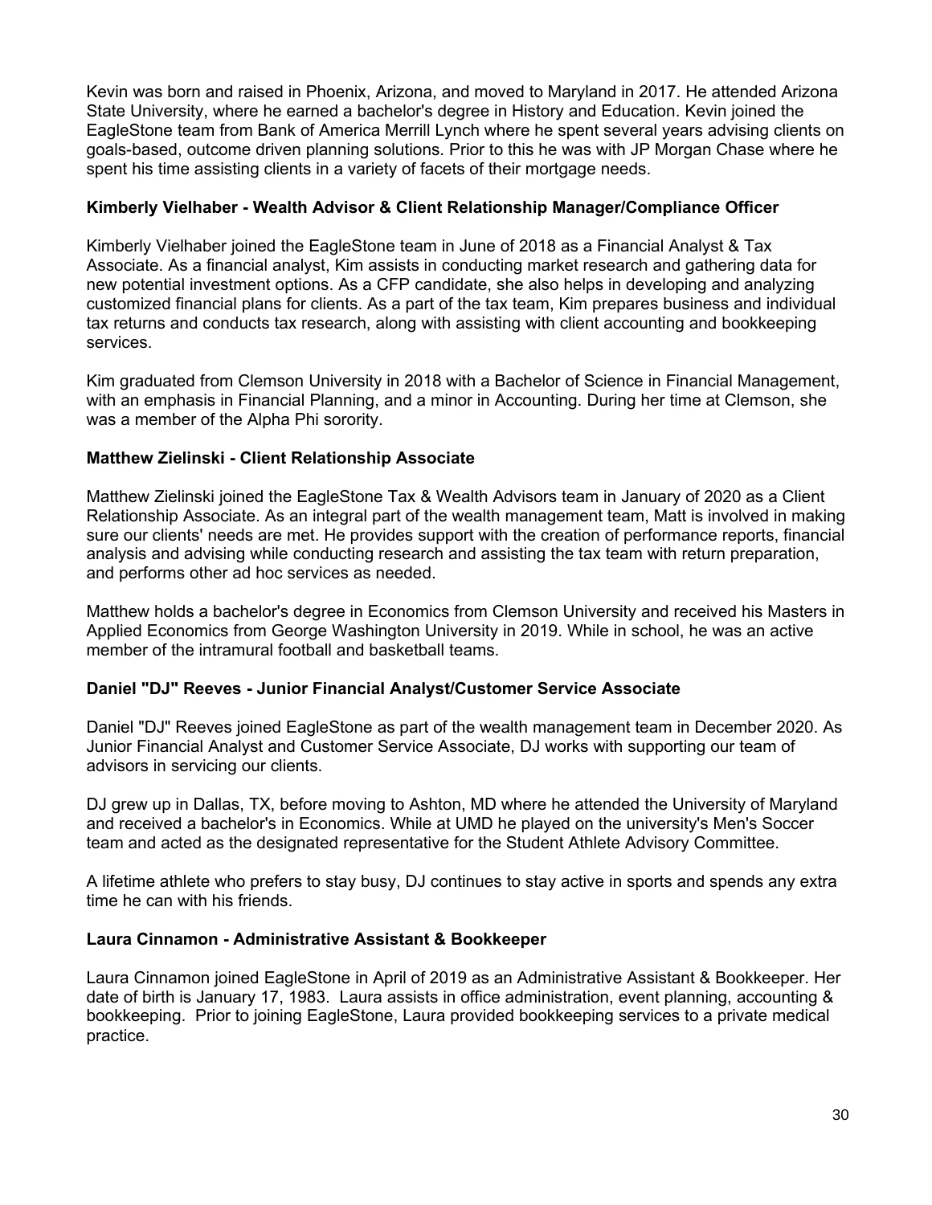Kevin was born and raised in Phoenix, Arizona, and moved to Maryland in 2017. He attended Arizona State University, where he earned a bachelor's degree in History and Education. Kevin joined the EagleStone team from Bank of America Merrill Lynch where he spent several years advising clients on goals-based, outcome driven planning solutions. Prior to this he was with JP Morgan Chase where he spent his time assisting clients in a variety of facets of their mortgage needs.

**Kimberly Vielhaber - Wealth Advisor & Client Relationship Manager/Compliance Officer**

Kimberly Vielhaber joined the EagleStone team in June of 2018 as a Financial Analyst & Tax Associate. As a financial analyst, Kim assists in conducting market research and gathering data for new potential investment options. As a CFP candidate, she also helps in developing and analyzing customized financial plans for clients. As a part of the tax team, Kim prepares business and individual tax returns and conducts tax research, along with assisting with client accounting and bookkeeping services.

Kim graduated from Clemson University in 2018 with a Bachelor of Science in Financial Management, with an emphasis in Financial Planning, and a minor in Accounting. During her time at Clemson, she was a member of the Alpha Phi sorority.

**Matthew Zielinski - Client Relationship Associate**

Matthew Zielinski joined the EagleStone Tax & Wealth Advisors team in January of 2020 as a Client Relationship Associate. As an integral part of the wealth management team, Matt is involved in making sure our clients' needs are met. He provides support with the creation of performance reports, financial analysis and advising while conducting research and assisting the tax team with return preparation, and performs other ad hoc services as needed.

Matthew holds a bachelor's degree in Economics from Clemson University and received his Masters in Applied Economics from George Washington University in 2019. While in school, he was an active member of the intramural football and basketball teams.

**Daniel "DJ" Reeves - Junior Financial Analyst/Customer Service Associate**

Daniel "DJ" Reeves joined EagleStone as part of the wealth management team in December 2020. As Junior Financial Analyst and Customer Service Associate, DJ works with supporting our team of advisors in servicing our clients.

DJ grew up in Dallas, TX, before moving to Ashton, MD where he attended the University of Maryland and received a bachelor's in Economics. While at UMD he played on the university's Men's Soccer team and acted as the designated representative for the Student Athlete Advisory Committee.

A lifetime athlete who prefers to stay busy, DJ continues to stay active in sports and spends any extra time he can with his friends.

**Laura Cinnamon - Administrative Assistant & Bookkeeper**

Laura Cinnamon joined EagleStone in April of 2019 as an Administrative Assistant & Bookkeeper. Her date of birth is January 17, 1983. Laura assists in office administration, event planning, accounting & bookkeeping. Prior to joining EagleStone, Laura provided bookkeeping services to a private medical practice.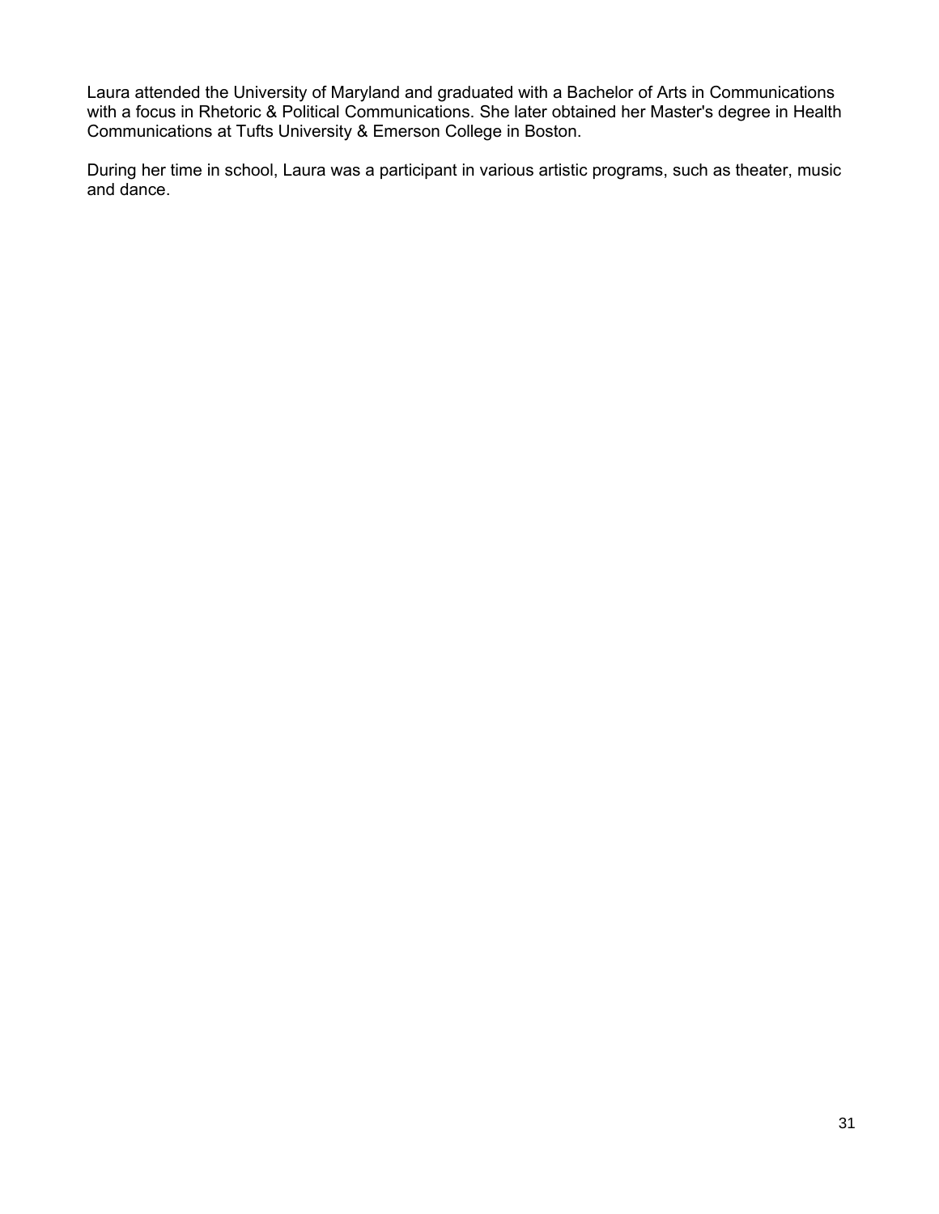Laura attended the University of Maryland and graduated with a Bachelor of Arts in Communications with a focus in Rhetoric & Political Communications. She later obtained her Master's degree in Health Communications at Tufts University & Emerson College in Boston.

During her time in school, Laura was a participant in various artistic programs, such as theater, music and dance.